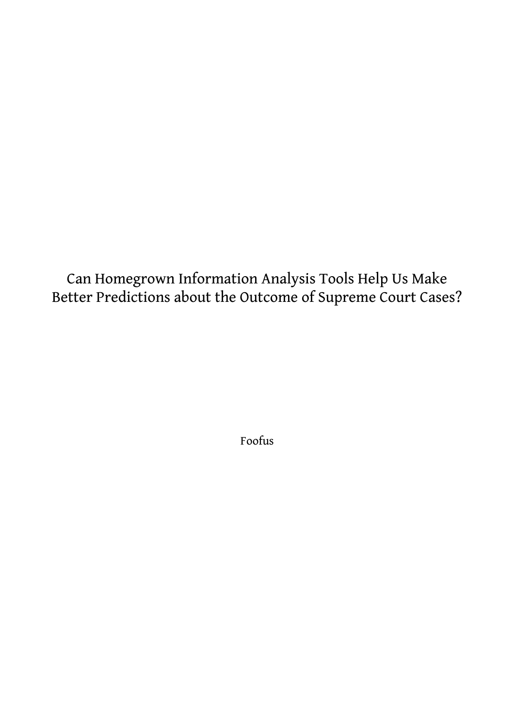# Can Homegrown Information Analysis Tools Help Us Make Better Predictions about the Outcome of Supreme Court Cases?

Foofus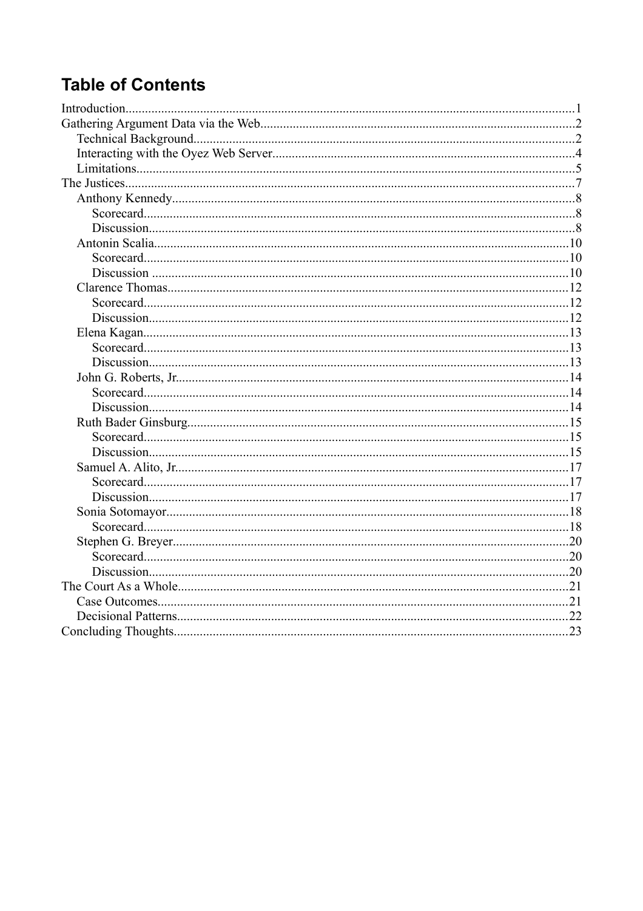# Table of Contents

- Introduction.....1
- Gathering Argument Data via the Web.....2
  - Technical Background.....2
  - Interacting with the Oyez Web Server.....4
  - Limitations.....5
- The Justices.....7
  - Anthony Kennedy.....8
    - Scorecard.....8
    - Discussion.....8
  - Antonin Scalia.....10
    - Scorecard.....10
    - Discussion.....10
  - Clarence Thomas.....12
    - Scorecard.....12
    - Discussion.....12
  - Elena Kagan.....13
    - Scorecard.....13
    - Discussion.....13
  - John G. Roberts, Jr......14
    - Scorecard.....14
    - Discussion.....14
  - Ruth Bader Ginsburg.....15
    - Scorecard.....15
    - Discussion.....15
  - Samuel A. Alito, Jr......17
    - Scorecard.....17
    - Discussion.....17
  - Sonia Sotomayor.....18
    - Scorecard.....18
  - Stephen G. Breyer.....20
    - Scorecard.....20
    - Discussion.....20
- The Court As a Whole.....21
  - Case Outcomes.....21
  - Decisional Patterns.....22
- Concluding Thoughts.....23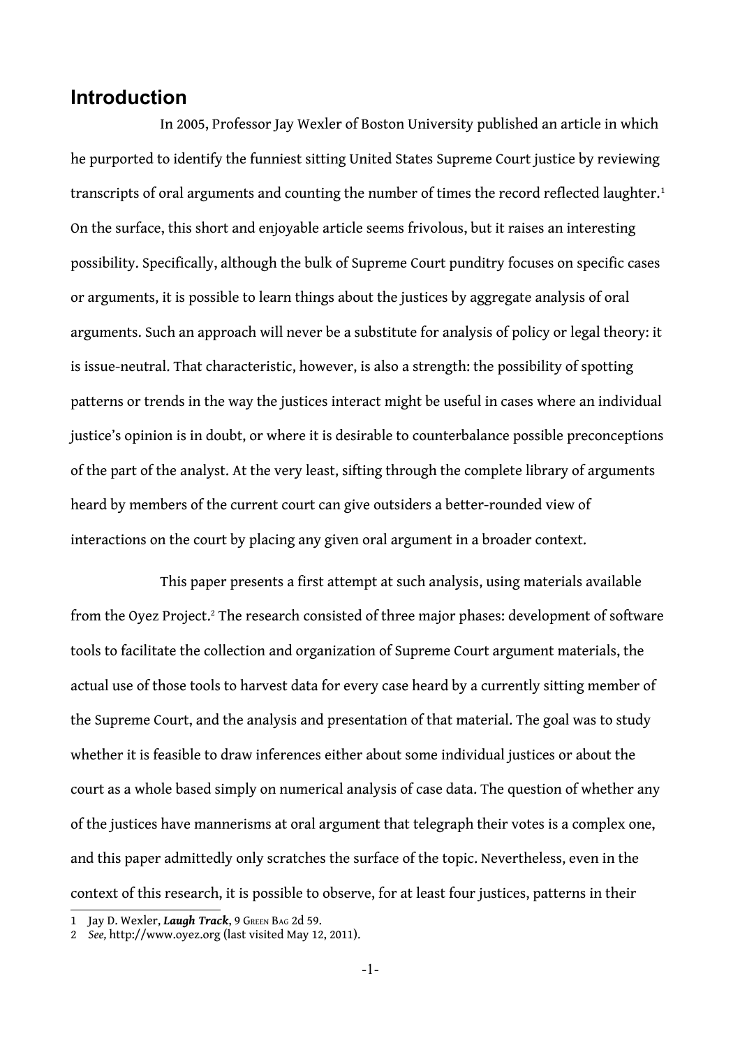## Introduction

In 2005, Professor Jay Wexler of Boston University published an article in which he purported to identify the funniest sitting United States Supreme Court justice by reviewing transcripts of oral arguments and counting the number of times the record reflected laughter.[1] On the surface, this short and enjoyable article seems frivolous, but it raises an interesting possibility. Specifically, although the bulk of Supreme Court punditry focuses on specific cases or arguments, it is possible to learn things about the justices by aggregate analysis of oral arguments. Such an approach will never be a substitute for analysis of policy or legal theory: it is issue-neutral. That characteristic, however, is also a strength: the possibility of spotting patterns or trends in the way the justices interact might be useful in cases where an individual justice's opinion is in doubt, or where it is desirable to counterbalance possible preconceptions of the part of the analyst. At the very least, sifting through the complete library of arguments heard by members of the current court can give outsiders a better-rounded view of interactions on the court by placing any given oral argument in a broader context.

This paper presents a first attempt at such analysis, using materials available from the Oyez Project.[2] The research consisted of three major phases: development of software tools to facilitate the collection and organization of Supreme Court argument materials, the actual use of those tools to harvest data for every case heard by a currently sitting member of the Supreme Court, and the analysis and presentation of that material. The goal was to study whether it is feasible to draw inferences either about some individual justices or about the court as a whole based simply on numerical analysis of case data. The question of whether any of the justices have mannerisms at oral argument that telegraph their votes is a complex one, and this paper admittedly only scratches the surface of the topic. Nevertheless, even in the context of this research, it is possible to observe, for at least four justices, patterns in their

---

1 Jay D. Wexler, ***Laugh Track***, 9 Green Bag 2d 59.

2 *See,* http://www.oyez.org (last visited May 12, 2011).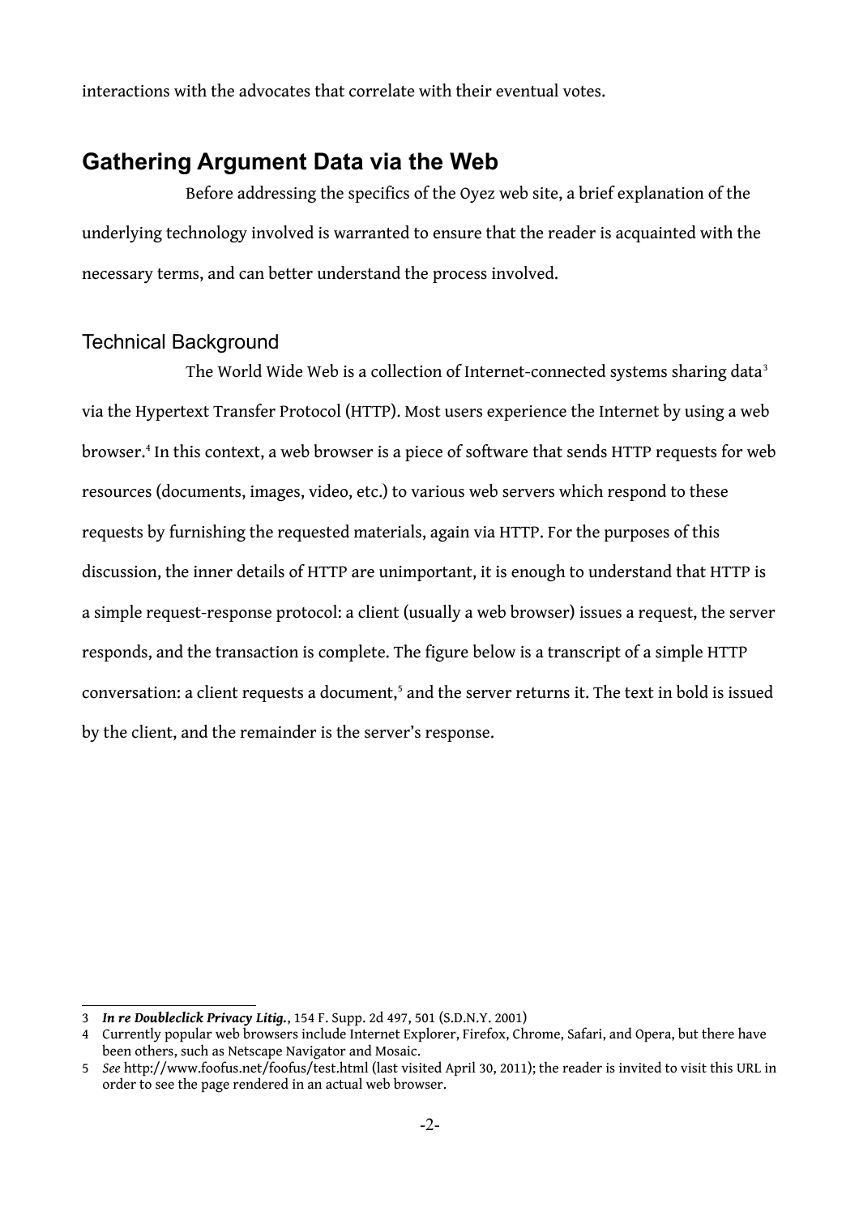interactions with the advocates that correlate with their eventual votes.

## Gathering Argument Data via the Web

Before addressing the specifics of the Oyez web site, a brief explanation of the underlying technology involved is warranted to ensure that the reader is acquainted with the necessary terms, and can better understand the process involved.

### Technical Background

The World Wide Web is a collection of Internet-connected systems sharing data[3] via the Hypertext Transfer Protocol (HTTP). Most users experience the Internet by using a web browser.[4] In this context, a web browser is a piece of software that sends HTTP requests for web resources (documents, images, video, etc.) to various web servers which respond to these requests by furnishing the requested materials, again via HTTP. For the purposes of this discussion, the inner details of HTTP are unimportant, it is enough to understand that HTTP is a simple request-response protocol: a client (usually a web browser) issues a request, the server responds, and the transaction is complete. The figure below is a transcript of a simple HTTP conversation: a client requests a document,[5] and the server returns it. The text in bold is issued by the client, and the remainder is the server's response.

---

3 ***In re Doubleclick Privacy Litig.***, 154 F. Supp. 2d 497, 501 (S.D.N.Y. 2001)

4 Currently popular web browsers include Internet Explorer, Firefox, Chrome, Safari, and Opera, but there have been others, such as Netscape Navigator and Mosaic.

5 *See* http://www.foofus.net/foofus/test.html (last visited April 30, 2011); the reader is invited to visit this URL in order to see the page rendered in an actual web browser.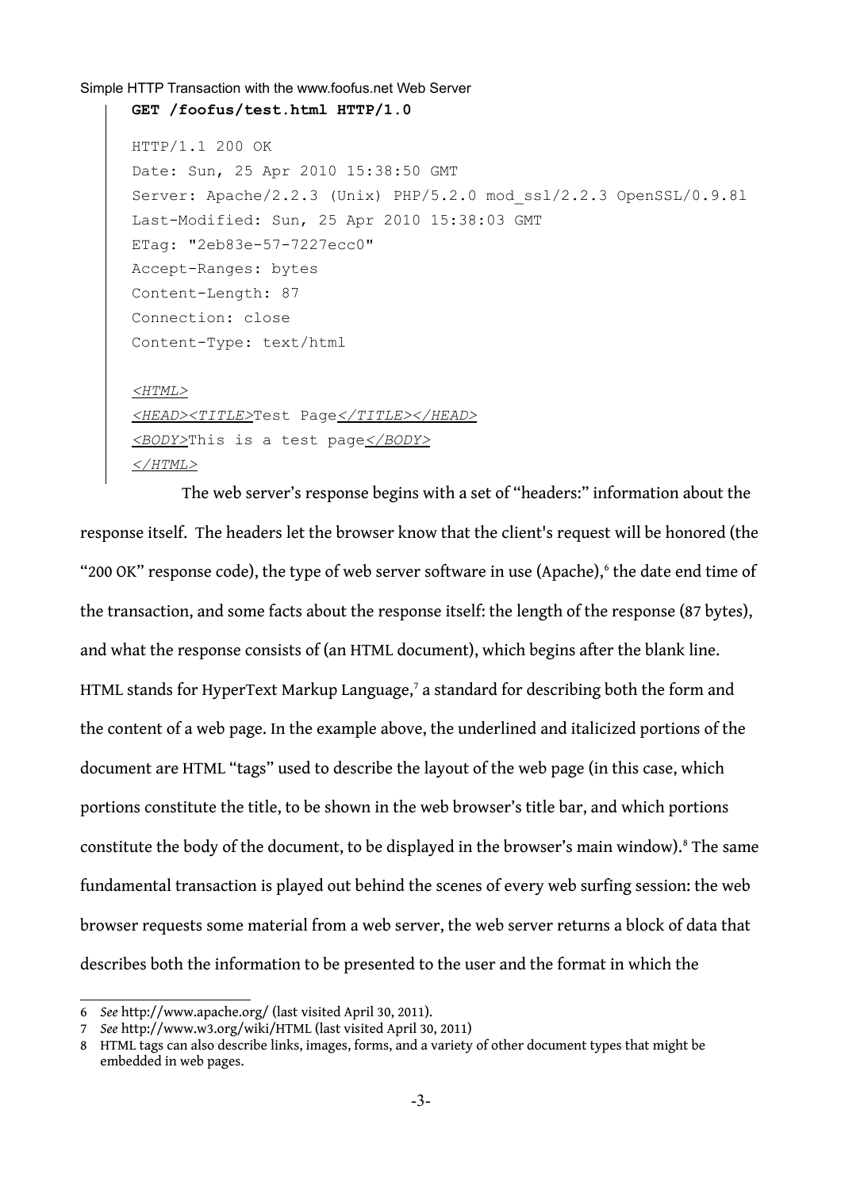Simple HTTP Transaction with the www.foofus.net Web Server

```
GET /foofus/test.html HTTP/1.0

HTTP/1.1 200 OK
Date: Sun, 25 Apr 2010 15:38:50 GMT
Server: Apache/2.2.3 (Unix) PHP/5.2.0 mod_ssl/2.2.3 OpenSSL/0.9.8l
Last-Modified: Sun, 25 Apr 2010 15:38:03 GMT
ETag: "2eb83e-57-7227ecc0"
Accept-Ranges: bytes
Content-Length: 87
Connection: close
Content-Type: text/html

<HTML>
<HEAD><TITLE>Test Page</TITLE></HEAD>
<BODY>This is a test page</BODY>
</HTML>
```

The web server's response begins with a set of "headers:" information about the response itself. The headers let the browser know that the client's request will be honored (the "200 OK" response code), the type of web server software in use (Apache),[6] the date end time of the transaction, and some facts about the response itself: the length of the response (87 bytes), and what the response consists of (an HTML document), which begins after the blank line. HTML stands for HyperText Markup Language,[7] a standard for describing both the form and the content of a web page. In the example above, the underlined and italicized portions of the document are HTML "tags" used to describe the layout of the web page (in this case, which portions constitute the title, to be shown in the web browser's title bar, and which portions constitute the body of the document, to be displayed in the browser's main window).[8] The same fundamental transaction is played out behind the scenes of every web surfing session: the web browser requests some material from a web server, the web server returns a block of data that describes both the information to be presented to the user and the format in which the

---

6 *See* http://www.apache.org/ (last visited April 30, 2011).

7 *See* http://www.w3.org/wiki/HTML (last visited April 30, 2011)

8 HTML tags can also describe links, images, forms, and a variety of other document types that might be embedded in web pages.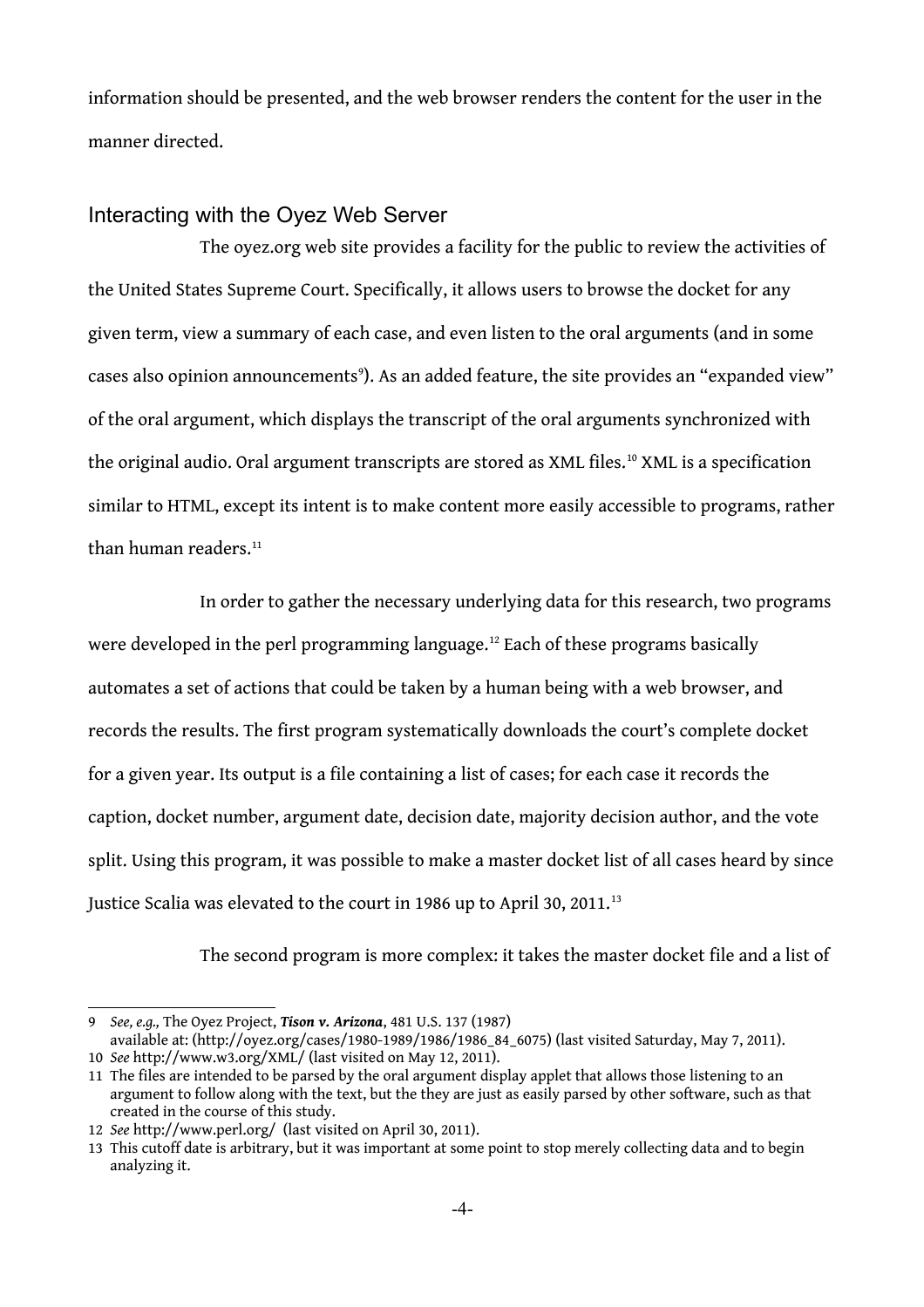information should be presented, and the web browser renders the content for the user in the manner directed.

## Interacting with the Oyez Web Server

The oyez.org web site provides a facility for the public to review the activities of the United States Supreme Court. Specifically, it allows users to browse the docket for any given term, view a summary of each case, and even listen to the oral arguments (and in some cases also opinion announcements[9]). As an added feature, the site provides an "expanded view" of the oral argument, which displays the transcript of the oral arguments synchronized with the original audio. Oral argument transcripts are stored as XML files.[10] XML is a specification similar to HTML, except its intent is to make content more easily accessible to programs, rather than human readers.[11]

In order to gather the necessary underlying data for this research, two programs were developed in the perl programming language.[12] Each of these programs basically automates a set of actions that could be taken by a human being with a web browser, and records the results. The first program systematically downloads the court's complete docket for a given year. Its output is a file containing a list of cases; for each case it records the caption, docket number, argument date, decision date, majority decision author, and the vote split. Using this program, it was possible to make a master docket list of all cases heard by since Justice Scalia was elevated to the court in 1986 up to April 30, 2011.[13]

The second program is more complex: it takes the master docket file and a list of

---

9 *See, e.g.,* The Oyez Project, ***Tison v. Arizona***, 481 U.S. 137 (1987) available at: (http://oyez.org/cases/1980-1989/1986/1986_84_6075) (last visited Saturday, May 7, 2011).

10 *See* http://www.w3.org/XML/ (last visited on May 12, 2011).

11 The files are intended to be parsed by the oral argument display applet that allows those listening to an argument to follow along with the text, but the they are just as easily parsed by other software, such as that created in the course of this study.

12 *See* http://www.perl.org/ (last visited on April 30, 2011).

13 This cutoff date is arbitrary, but it was important at some point to stop merely collecting data and to begin analyzing it.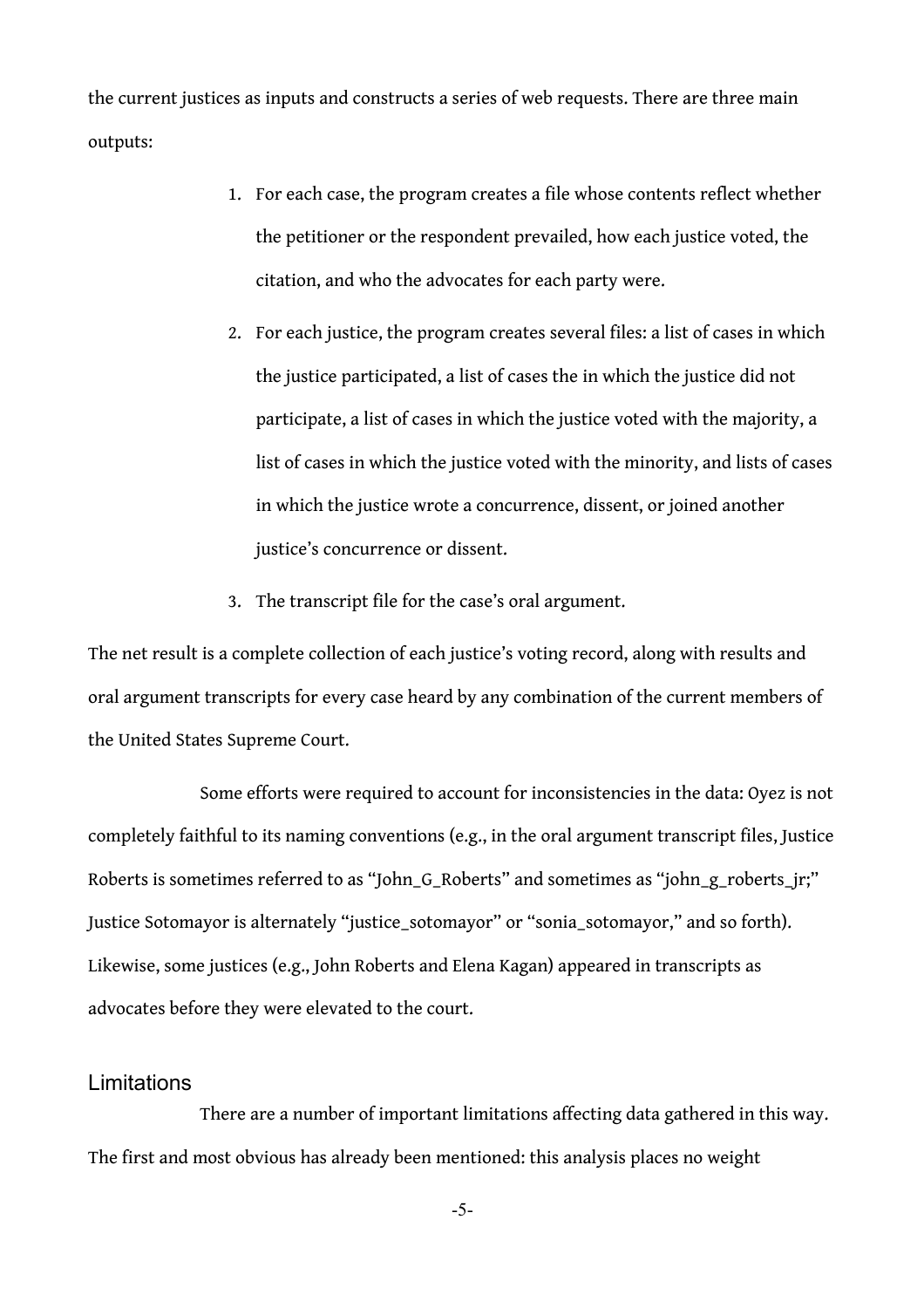the current justices as inputs and constructs a series of web requests. There are three main outputs:

1. For each case, the program creates a file whose contents reflect whether the petitioner or the respondent prevailed, how each justice voted, the citation, and who the advocates for each party were.
2. For each justice, the program creates several files: a list of cases in which the justice participated, a list of cases the in which the justice did not participate, a list of cases in which the justice voted with the majority, a list of cases in which the justice voted with the minority, and lists of cases in which the justice wrote a concurrence, dissent, or joined another justice's concurrence or dissent.
3. The transcript file for the case's oral argument.

The net result is a complete collection of each justice's voting record, along with results and oral argument transcripts for every case heard by any combination of the current members of the United States Supreme Court.

Some efforts were required to account for inconsistencies in the data: Oyez is not completely faithful to its naming conventions (e.g., in the oral argument transcript files, Justice Roberts is sometimes referred to as "John_G_Roberts" and sometimes as "john_g_roberts_jr;" Justice Sotomayor is alternately "justice_sotomayor" or "sonia_sotomayor," and so forth). Likewise, some justices (e.g., John Roberts and Elena Kagan) appeared in transcripts as advocates before they were elevated to the court.

## Limitations

There are a number of important limitations affecting data gathered in this way. The first and most obvious has already been mentioned: this analysis places no weight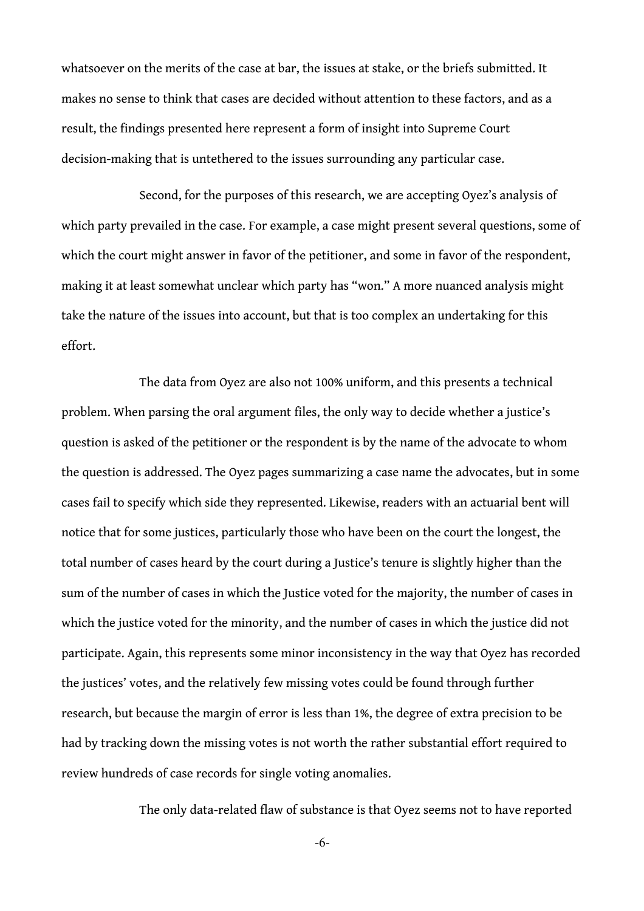whatsoever on the merits of the case at bar, the issues at stake, or the briefs submitted. It makes no sense to think that cases are decided without attention to these factors, and as a result, the findings presented here represent a form of insight into Supreme Court decision-making that is untethered to the issues surrounding any particular case.

Second, for the purposes of this research, we are accepting Oyez's analysis of which party prevailed in the case. For example, a case might present several questions, some of which the court might answer in favor of the petitioner, and some in favor of the respondent, making it at least somewhat unclear which party has "won." A more nuanced analysis might take the nature of the issues into account, but that is too complex an undertaking for this effort.

The data from Oyez are also not 100% uniform, and this presents a technical problem. When parsing the oral argument files, the only way to decide whether a justice's question is asked of the petitioner or the respondent is by the name of the advocate to whom the question is addressed. The Oyez pages summarizing a case name the advocates, but in some cases fail to specify which side they represented. Likewise, readers with an actuarial bent will notice that for some justices, particularly those who have been on the court the longest, the total number of cases heard by the court during a Justice's tenure is slightly higher than the sum of the number of cases in which the Justice voted for the majority, the number of cases in which the justice voted for the minority, and the number of cases in which the justice did not participate. Again, this represents some minor inconsistency in the way that Oyez has recorded the justices' votes, and the relatively few missing votes could be found through further research, but because the margin of error is less than 1%, the degree of extra precision to be had by tracking down the missing votes is not worth the rather substantial effort required to review hundreds of case records for single voting anomalies.

The only data-related flaw of substance is that Oyez seems not to have reported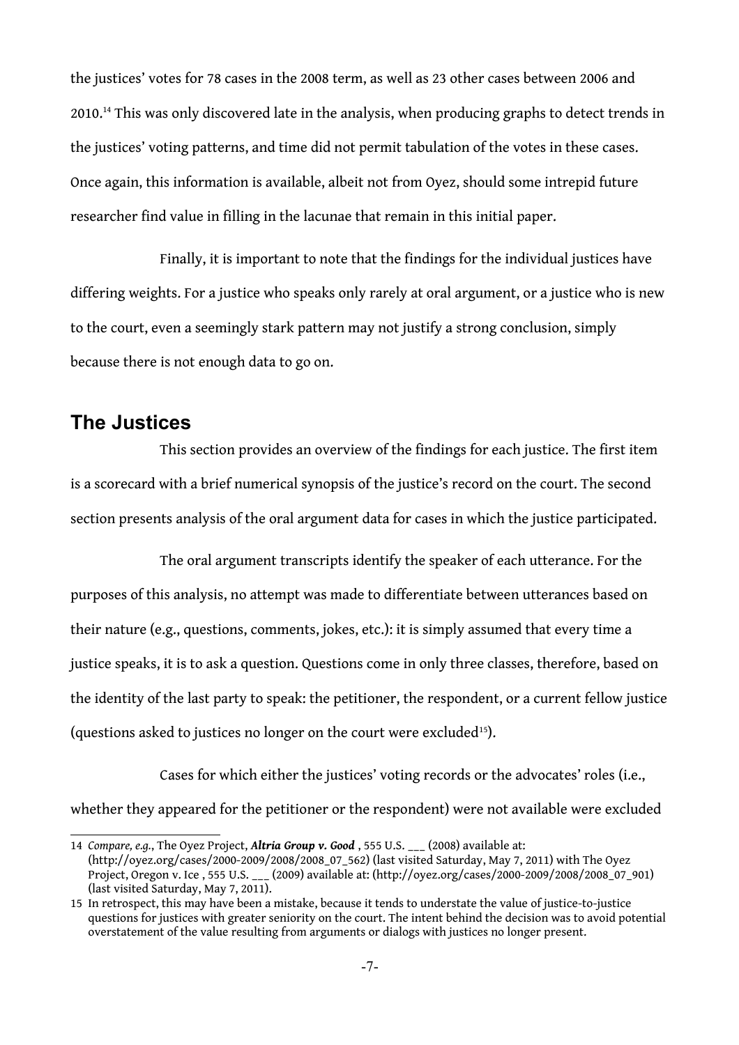the justices' votes for 78 cases in the 2008 term, as well as 23 other cases between 2006 and 2010.[14] This was only discovered late in the analysis, when producing graphs to detect trends in the justices' voting patterns, and time did not permit tabulation of the votes in these cases. Once again, this information is available, albeit not from Oyez, should some intrepid future researcher find value in filling in the lacunae that remain in this initial paper.

Finally, it is important to note that the findings for the individual justices have differing weights. For a justice who speaks only rarely at oral argument, or a justice who is new to the court, even a seemingly stark pattern may not justify a strong conclusion, simply because there is not enough data to go on.

## The Justices

This section provides an overview of the findings for each justice. The first item is a scorecard with a brief numerical synopsis of the justice's record on the court. The second section presents analysis of the oral argument data for cases in which the justice participated.

The oral argument transcripts identify the speaker of each utterance. For the purposes of this analysis, no attempt was made to differentiate between utterances based on their nature (e.g., questions, comments, jokes, etc.): it is simply assumed that every time a justice speaks, it is to ask a question. Questions come in only three classes, therefore, based on the identity of the last party to speak: the petitioner, the respondent, or a current fellow justice (questions asked to justices no longer on the court were excluded[15]).

Cases for which either the justices' voting records or the advocates' roles (i.e., whether they appeared for the petitioner or the respondent) were not available were excluded

---

14 *Compare, e.g.*, The Oyez Project, ***Altria Group v. Good*** , 555 U.S. ___ (2008) available at: (http://oyez.org/cases/2000-2009/2008/2008_07_562) (last visited Saturday, May 7, 2011) with The Oyez Project, Oregon v. Ice , 555 U.S. ___ (2009) available at: (http://oyez.org/cases/2000-2009/2008/2008_07_901) (last visited Saturday, May 7, 2011).

15 In retrospect, this may have been a mistake, because it tends to understate the value of justice-to-justice questions for justices with greater seniority on the court. The intent behind the decision was to avoid potential overstatement of the value resulting from arguments or dialogs with justices no longer present.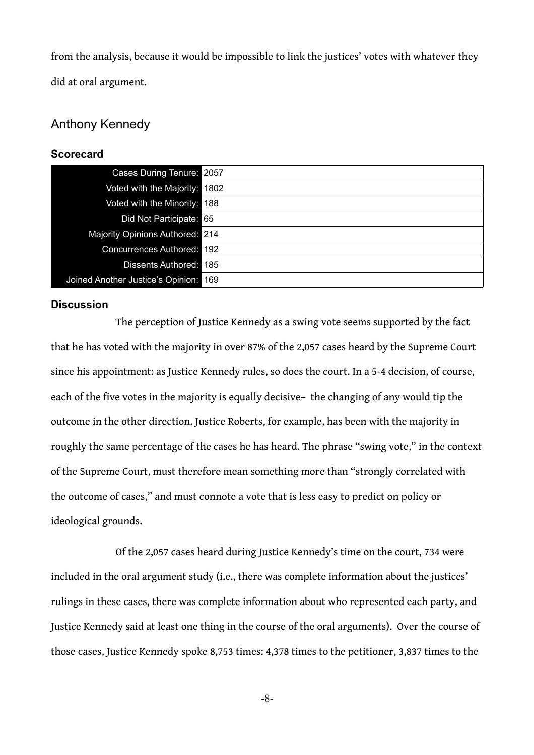from the analysis, because it would be impossible to link the justices' votes with whatever they did at oral argument.

## Anthony Kennedy

### Scorecard

| | |
|---|---|
| Cases During Tenure: | 2057 |
| Voted with the Majority: | 1802 |
| Voted with the Minority: | 188 |
| Did Not Participate: | 65 |
| Majority Opinions Authored: | 214 |
| Concurrences Authored: | 192 |
| Dissents Authored: | 185 |
| Joined Another Justice's Opinion: | 169 |

### Discussion

The perception of Justice Kennedy as a swing vote seems supported by the fact that he has voted with the majority in over 87% of the 2,057 cases heard by the Supreme Court since his appointment: as Justice Kennedy rules, so does the court. In a 5-4 decision, of course, each of the five votes in the majority is equally decisive– the changing of any would tip the outcome in the other direction. Justice Roberts, for example, has been with the majority in roughly the same percentage of the cases he has heard. The phrase "swing vote," in the context of the Supreme Court, must therefore mean something more than "strongly correlated with the outcome of cases," and must connote a vote that is less easy to predict on policy or ideological grounds.

Of the 2,057 cases heard during Justice Kennedy's time on the court, 734 were included in the oral argument study (i.e., there was complete information about the justices' rulings in these cases, there was complete information about who represented each party, and Justice Kennedy said at least one thing in the course of the oral arguments). Over the course of those cases, Justice Kennedy spoke 8,753 times: 4,378 times to the petitioner, 3,837 times to the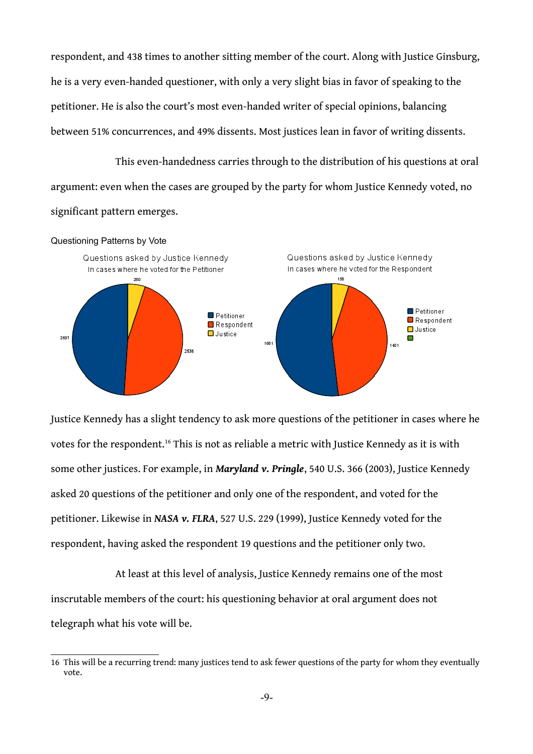respondent, and 438 times to another sitting member of the court. Along with Justice Ginsburg, he is a very even-handed questioner, with only a very slight bias in favor of speaking to the petitioner. He is also the court's most even-handed writer of special opinions, balancing between 51% concurrences, and 49% dissents. Most justices lean in favor of writing dissents.

This even-handedness carries through to the distribution of his questions at oral argument: even when the cases are grouped by the party for whom Justice Kennedy voted, no significant pattern emerges.

Questioning Patterns by Vote

Questions asked by Justice Kennedy
In cases where he voted for the Petitioner

Petitioner: 2697
Respondent: 2536
Justice: 280

Questions asked by Justice Kennedy
In cases where he voted for the Respondent

Petitioner: 1681
Respondent: 1401
Justice: 158

Justice Kennedy has a slight tendency to ask more questions of the petitioner in cases where he votes for the respondent.[16] This is not as reliable a metric with Justice Kennedy as it is with some other justices. For example, in ***Maryland v. Pringle***, 540 U.S. 366 (2003), Justice Kennedy asked 20 questions of the petitioner and only one of the respondent, and voted for the petitioner. Likewise in ***NASA v. FLRA***, 527 U.S. 229 (1999), Justice Kennedy voted for the respondent, having asked the respondent 19 questions and the petitioner only two.

At least at this level of analysis, Justice Kennedy remains one of the most inscrutable members of the court: his questioning behavior at oral argument does not telegraph what his vote will be.

---

16 This will be a recurring trend: many justices tend to ask fewer questions of the party for whom they eventually vote.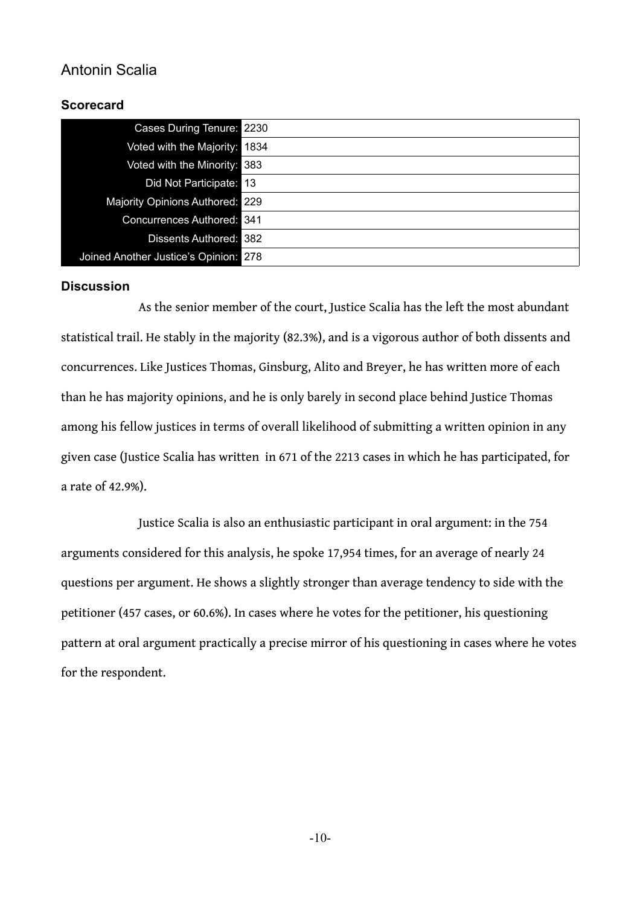# Antonin Scalia

### Scorecard

| | |
|---|---|
| Cases During Tenure: | 2230 |
| Voted with the Majority: | 1834 |
| Voted with the Minority: | 383 |
| Did Not Participate: | 13 |
| Majority Opinions Authored: | 229 |
| Concurrences Authored: | 341 |
| Dissents Authored: | 382 |
| Joined Another Justice's Opinion: | 278 |

### Discussion

As the senior member of the court, Justice Scalia has the left the most abundant statistical trail. He stably in the majority (82.3%), and is a vigorous author of both dissents and concurrences. Like Justices Thomas, Ginsburg, Alito and Breyer, he has written more of each than he has majority opinions, and he is only barely in second place behind Justice Thomas among his fellow justices in terms of overall likelihood of submitting a written opinion in any given case (Justice Scalia has written  in 671 of the 2213 cases in which he has participated, for a rate of 42.9%).

Justice Scalia is also an enthusiastic participant in oral argument: in the 754 arguments considered for this analysis, he spoke 17,954 times, for an average of nearly 24 questions per argument. He shows a slightly stronger than average tendency to side with the petitioner (457 cases, or 60.6%). In cases where he votes for the petitioner, his questioning pattern at oral argument practically a precise mirror of his questioning in cases where he votes for the respondent.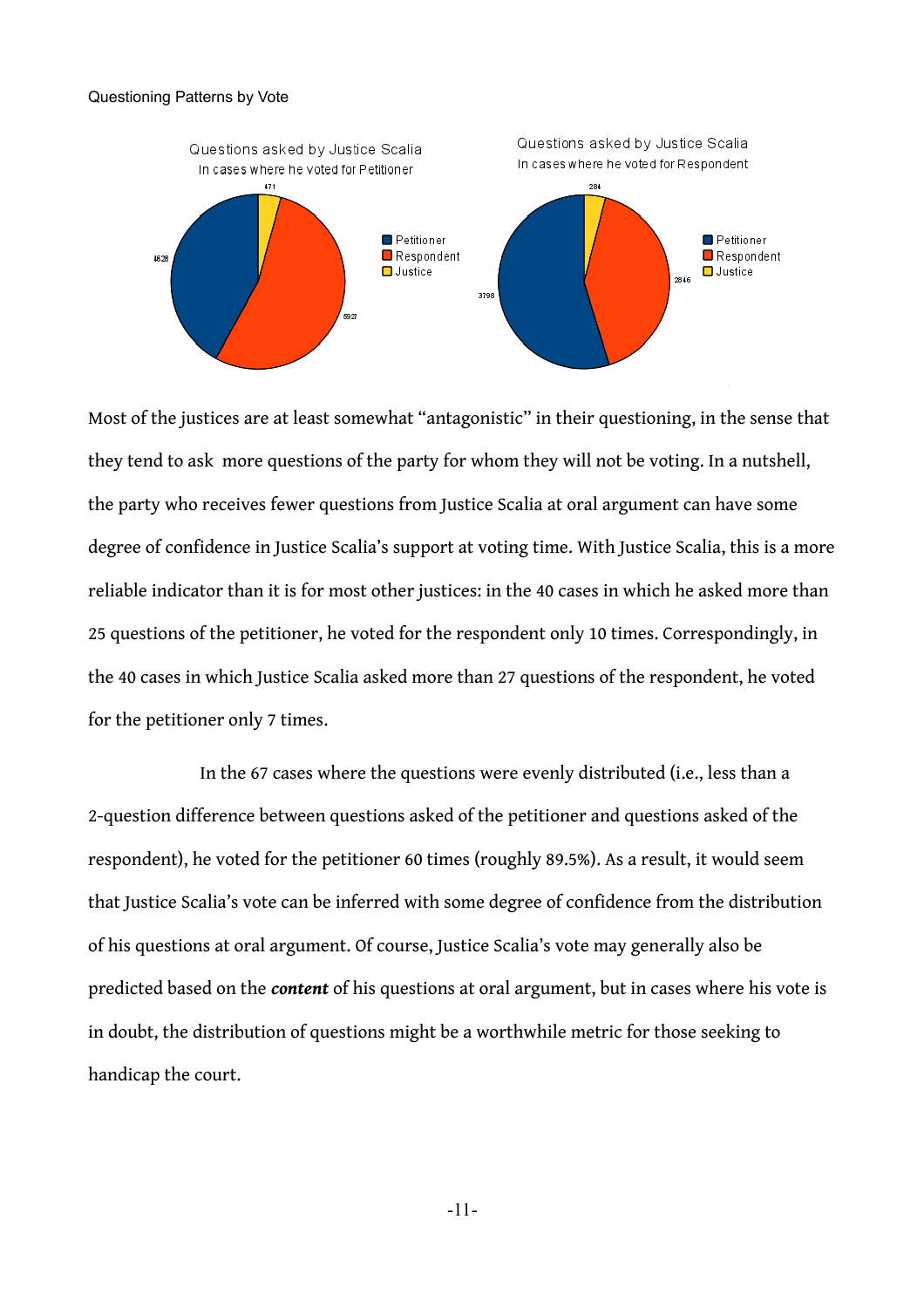Questioning Patterns by Vote

Questions asked by Justice Scalia
In cases where he voted for Petitioner

- Petitioner: 4628
- Respondent: 5927
- Justice: 471

Questions asked by Justice Scalia
In cases where he voted for Respondent

- Petitioner: 3798
- Respondent: 2846
- Justice: 284

Most of the justices are at least somewhat "antagonistic" in their questioning, in the sense that they tend to ask more questions of the party for whom they will not be voting. In a nutshell, the party who receives fewer questions from Justice Scalia at oral argument can have some degree of confidence in Justice Scalia's support at voting time. With Justice Scalia, this is a more reliable indicator than it is for most other justices: in the 40 cases in which he asked more than 25 questions of the petitioner, he voted for the respondent only 10 times. Correspondingly, in the 40 cases in which Justice Scalia asked more than 27 questions of the respondent, he voted for the petitioner only 7 times.

In the 67 cases where the questions were evenly distributed (i.e., less than a 2-question difference between questions asked of the petitioner and questions asked of the respondent), he voted for the petitioner 60 times (roughly 89.5%). As a result, it would seem that Justice Scalia's vote can be inferred with some degree of confidence from the distribution of his questions at oral argument. Of course, Justice Scalia's vote may generally also be predicted based on the ***content*** of his questions at oral argument, but in cases where his vote is in doubt, the distribution of questions might be a worthwhile metric for those seeking to handicap the court.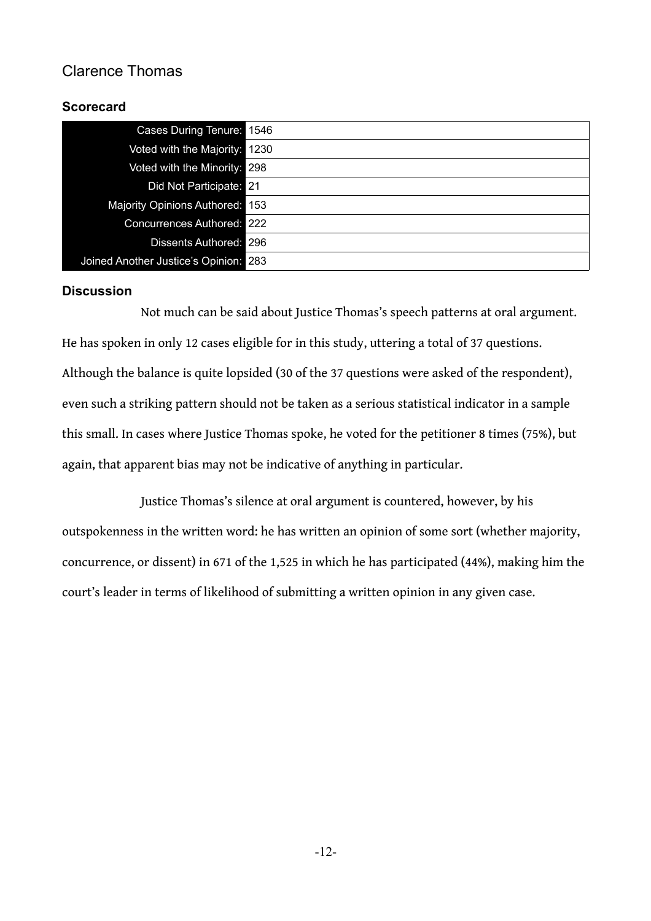## Clarence Thomas

### Scorecard

| | |
|---|---|
| Cases During Tenure: | 1546 |
| Voted with the Majority: | 1230 |
| Voted with the Minority: | 298 |
| Did Not Participate: | 21 |
| Majority Opinions Authored: | 153 |
| Concurrences Authored: | 222 |
| Dissents Authored: | 296 |
| Joined Another Justice's Opinion: | 283 |

### Discussion

Not much can be said about Justice Thomas's speech patterns at oral argument. He has spoken in only 12 cases eligible for in this study, uttering a total of 37 questions. Although the balance is quite lopsided (30 of the 37 questions were asked of the respondent), even such a striking pattern should not be taken as a serious statistical indicator in a sample this small. In cases where Justice Thomas spoke, he voted for the petitioner 8 times (75%), but again, that apparent bias may not be indicative of anything in particular.

Justice Thomas's silence at oral argument is countered, however, by his outspokenness in the written word: he has written an opinion of some sort (whether majority, concurrence, or dissent) in 671 of the 1,525 in which he has participated (44%), making him the court's leader in terms of likelihood of submitting a written opinion in any given case.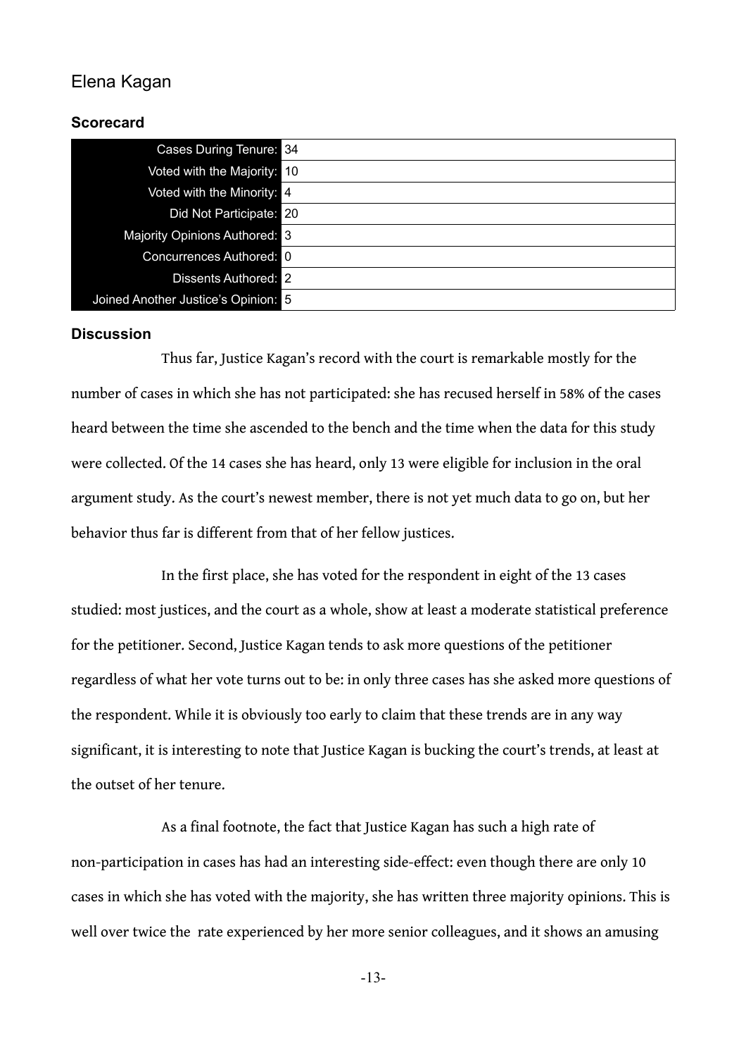## Elena Kagan

### Scorecard

| | |
|---|---|
| Cases During Tenure: | 34 |
| Voted with the Majority: | 10 |
| Voted with the Minority: | 4 |
| Did Not Participate: | 20 |
| Majority Opinions Authored: | 3 |
| Concurrences Authored: | 0 |
| Dissents Authored: | 2 |
| Joined Another Justice's Opinion: | 5 |

### Discussion

Thus far, Justice Kagan's record with the court is remarkable mostly for the number of cases in which she has not participated: she has recused herself in 58% of the cases heard between the time she ascended to the bench and the time when the data for this study were collected. Of the 14 cases she has heard, only 13 were eligible for inclusion in the oral argument study. As the court's newest member, there is not yet much data to go on, but her behavior thus far is different from that of her fellow justices.

In the first place, she has voted for the respondent in eight of the 13 cases studied: most justices, and the court as a whole, show at least a moderate statistical preference for the petitioner. Second, Justice Kagan tends to ask more questions of the petitioner regardless of what her vote turns out to be: in only three cases has she asked more questions of the respondent. While it is obviously too early to claim that these trends are in any way significant, it is interesting to note that Justice Kagan is bucking the court's trends, at least at the outset of her tenure.

As a final footnote, the fact that Justice Kagan has such a high rate of non-participation in cases has had an interesting side-effect: even though there are only 10 cases in which she has voted with the majority, she has written three majority opinions. This is well over twice the rate experienced by her more senior colleagues, and it shows an amusing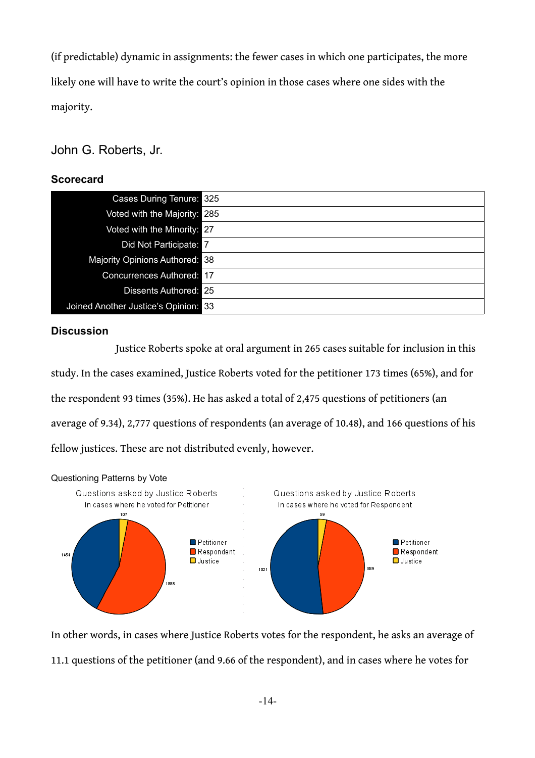(if predictable) dynamic in assignments: the fewer cases in which one participates, the more likely one will have to write the court's opinion in those cases where one sides with the majority.

## John G. Roberts, Jr.

### Scorecard

| | |
|---|---|
| Cases During Tenure: | 325 |
| Voted with the Majority: | 285 |
| Voted with the Minority: | 27 |
| Did Not Participate: | 7 |
| Majority Opinions Authored: | 38 |
| Concurrences Authored: | 17 |
| Dissents Authored: | 25 |
| Joined Another Justice's Opinion: | 33 |

### Discussion

Justice Roberts spoke at oral argument in 265 cases suitable for inclusion in this study. In the cases examined, Justice Roberts voted for the petitioner 173 times (65%), and for the respondent 93 times (35%). He has asked a total of 2,475 questions of petitioners (an average of 9.34), 2,777 questions of respondents (an average of 10.48), and 166 questions of his fellow justices. These are not distributed evenly, however.

Questioning Patterns by Vote

Questions asked by Justice Roberts
In cases where he voted for Petitioner

| | |
|---|---|
| Petitioner | 1454 |
| Respondent | 1888 |
| Justice | 107 |

Questions asked by Justice Roberts
In cases where he voted for Respondent

| | |
|---|---|
| Petitioner | 1021 |
| Respondent | 889 |
| Justice | 59 |

In other words, in cases where Justice Roberts votes for the respondent, he asks an average of 11.1 questions of the petitioner (and 9.66 of the respondent), and in cases where he votes for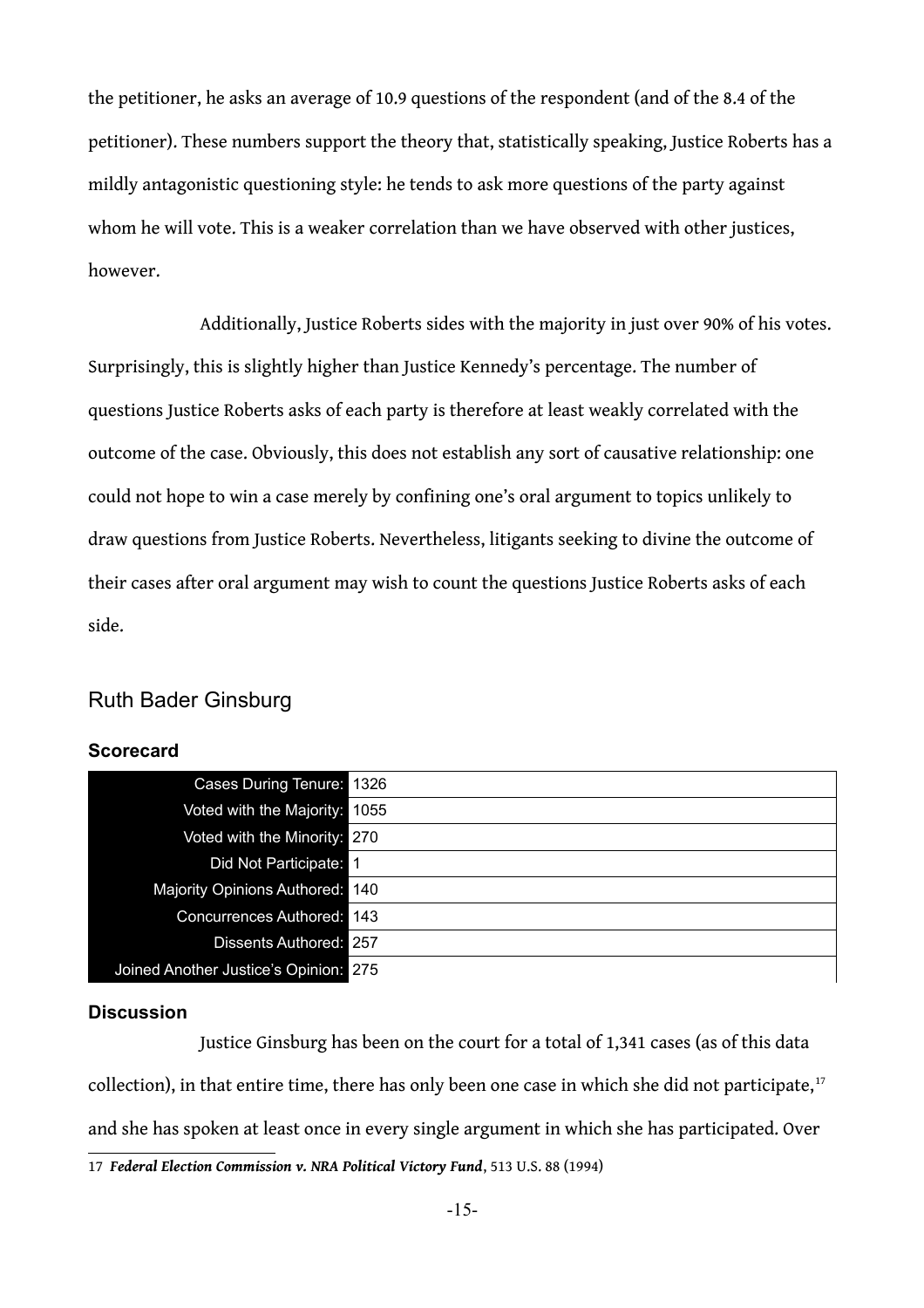the petitioner, he asks an average of 10.9 questions of the respondent (and of the 8.4 of the petitioner). These numbers support the theory that, statistically speaking, Justice Roberts has a mildly antagonistic questioning style: he tends to ask more questions of the party against whom he will vote. This is a weaker correlation than we have observed with other justices, however.

Additionally, Justice Roberts sides with the majority in just over 90% of his votes. Surprisingly, this is slightly higher than Justice Kennedy's percentage. The number of questions Justice Roberts asks of each party is therefore at least weakly correlated with the outcome of the case. Obviously, this does not establish any sort of causative relationship: one could not hope to win a case merely by confining one's oral argument to topics unlikely to draw questions from Justice Roberts. Nevertheless, litigants seeking to divine the outcome of their cases after oral argument may wish to count the questions Justice Roberts asks of each side.

## Ruth Bader Ginsburg

### Scorecard

| | |
|---|---|
| Cases During Tenure: | 1326 |
| Voted with the Majority: | 1055 |
| Voted with the Minority: | 270 |
| Did Not Participate: | 1 |
| Majority Opinions Authored: | 140 |
| Concurrences Authored: | 143 |
| Dissents Authored: | 257 |
| Joined Another Justice's Opinion: | 275 |

### Discussion

Justice Ginsburg has been on the court for a total of 1,341 cases (as of this data collection), in that entire time, there has only been one case in which she did not participate,[17] and she has spoken at least once in every single argument in which she has participated. Over

17 ***Federal Election Commission v. NRA Political Victory Fund***, 513 U.S. 88 (1994)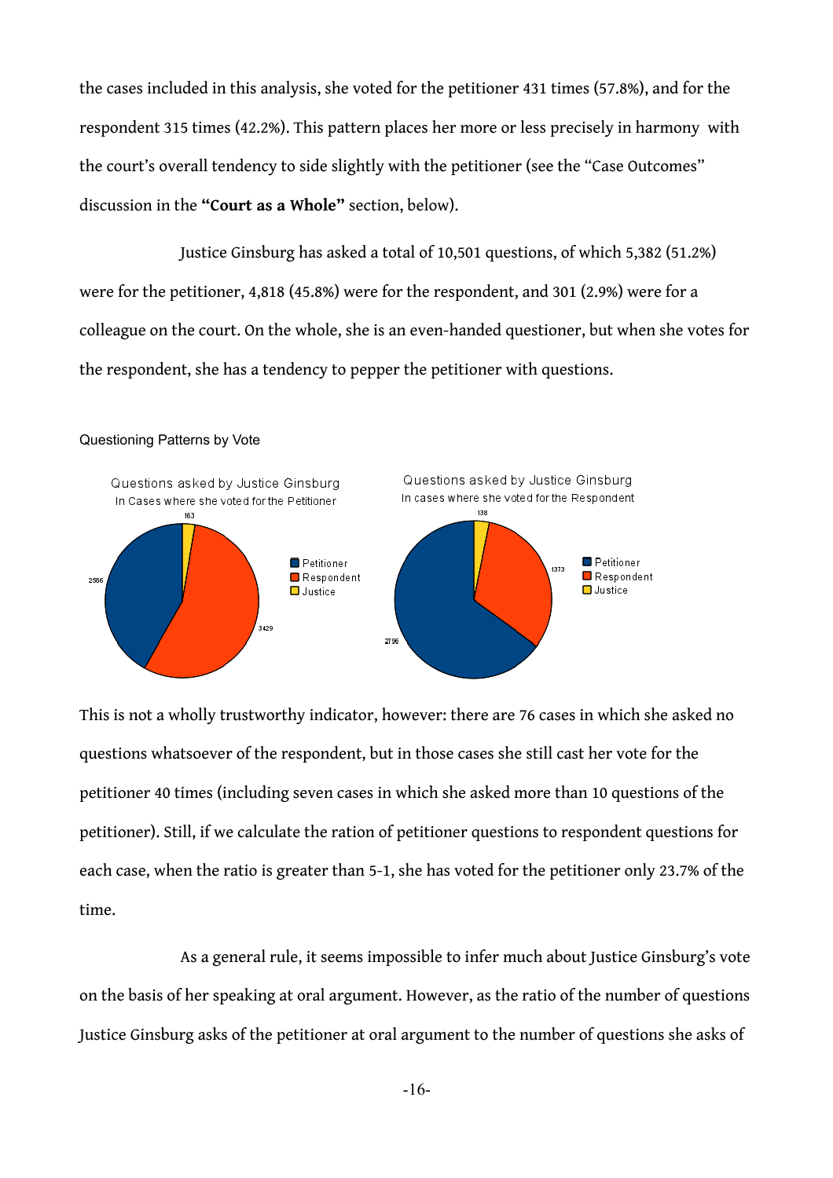the cases included in this analysis, she voted for the petitioner 431 times (57.8%), and for the respondent 315 times (42.2%). This pattern places her more or less precisely in harmony with the court's overall tendency to side slightly with the petitioner (see the "Case Outcomes" discussion in the **"Court as a Whole"** section, below).

Justice Ginsburg has asked a total of 10,501 questions, of which 5,382 (51.2%) were for the petitioner, 4,818 (45.8%) were for the respondent, and 301 (2.9%) were for a colleague on the court. On the whole, she is an even-handed questioner, but when she votes for the respondent, she has a tendency to pepper the petitioner with questions.

Questioning Patterns by Vote

Questions asked by Justice Ginsburg
In Cases where she voted for the Petitioner

| Petitioner | Respondent | Justice |
|---|---|---|
| 2586 | 3429 | 163 |

Questions asked by Justice Ginsburg
In cases where she voted for the Respondent

| Petitioner | Respondent | Justice |
|---|---|---|
| 2796 | 1373 | 138 |

This is not a wholly trustworthy indicator, however: there are 76 cases in which she asked no questions whatsoever of the respondent, but in those cases she still cast her vote for the petitioner 40 times (including seven cases in which she asked more than 10 questions of the petitioner). Still, if we calculate the ration of petitioner questions to respondent questions for each case, when the ratio is greater than 5-1, she has voted for the petitioner only 23.7% of the time.

As a general rule, it seems impossible to infer much about Justice Ginsburg's vote on the basis of her speaking at oral argument. However, as the ratio of the number of questions Justice Ginsburg asks of the petitioner at oral argument to the number of questions she asks of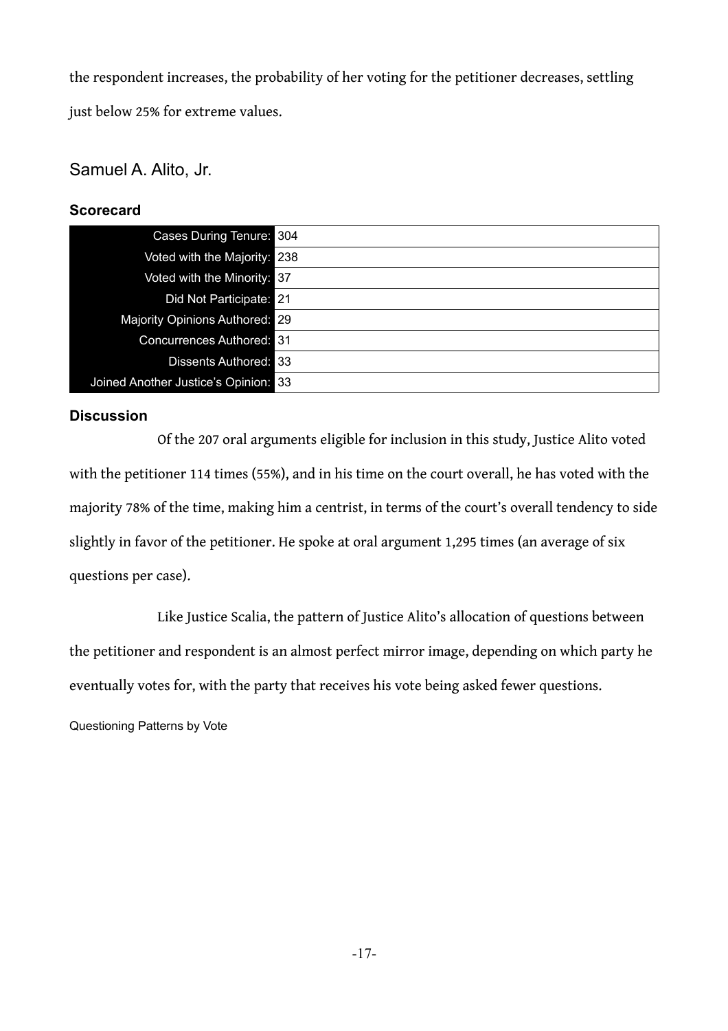the respondent increases, the probability of her voting for the petitioner decreases, settling just below 25% for extreme values.

## Samuel A. Alito, Jr.

### Scorecard

| | |
|---|---|
| Cases During Tenure: | 304 |
| Voted with the Majority: | 238 |
| Voted with the Minority: | 37 |
| Did Not Participate: | 21 |
| Majority Opinions Authored: | 29 |
| Concurrences Authored: | 31 |
| Dissents Authored: | 33 |
| Joined Another Justice's Opinion: | 33 |

### Discussion

Of the 207 oral arguments eligible for inclusion in this study, Justice Alito voted with the petitioner 114 times (55%), and in his time on the court overall, he has voted with the majority 78% of the time, making him a centrist, in terms of the court's overall tendency to side slightly in favor of the petitioner. He spoke at oral argument 1,295 times (an average of six questions per case).

Like Justice Scalia, the pattern of Justice Alito's allocation of questions between the petitioner and respondent is an almost perfect mirror image, depending on which party he eventually votes for, with the party that receives his vote being asked fewer questions.

Questioning Patterns by Vote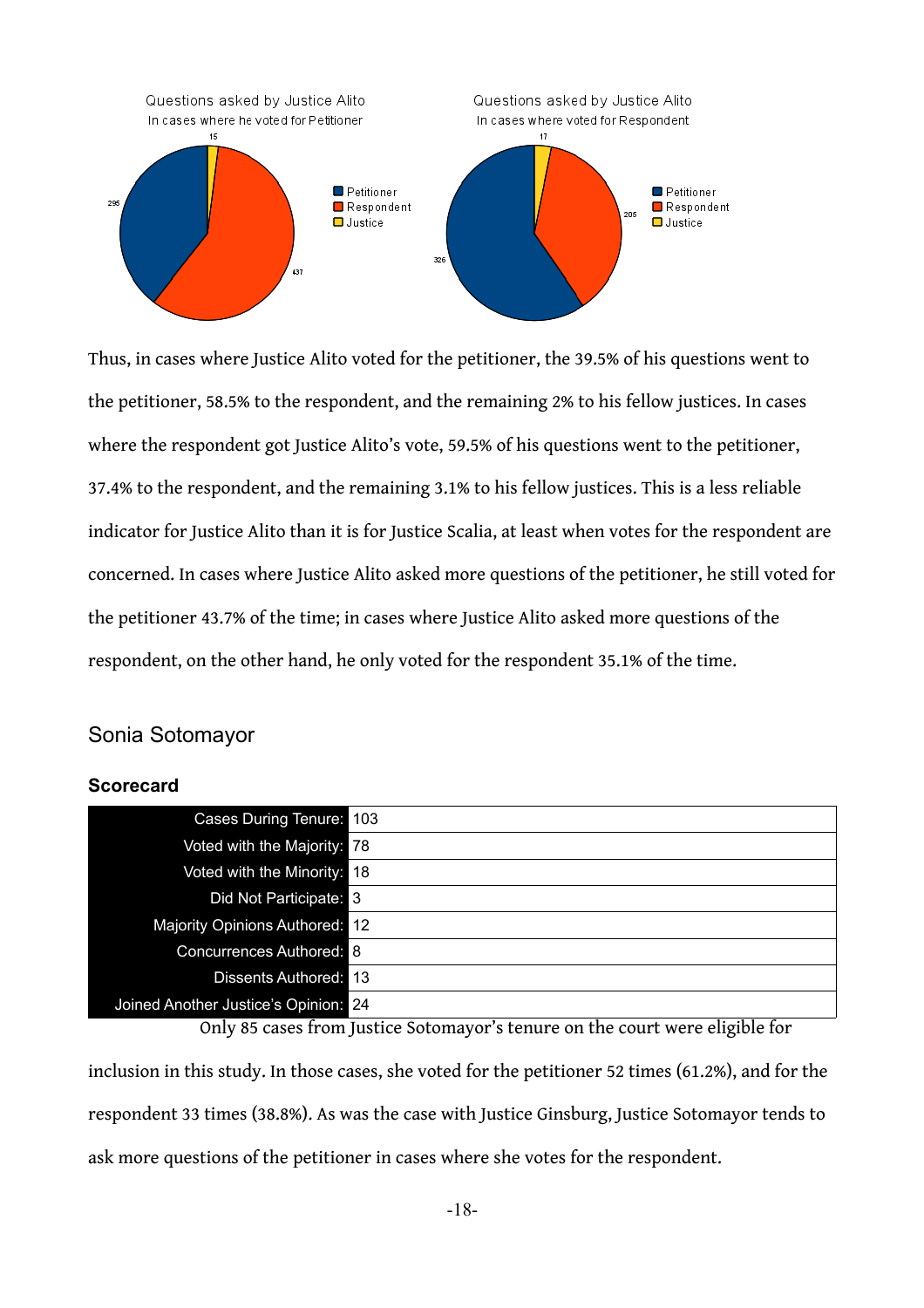Thus, in cases where Justice Alito voted for the petitioner, the 39.5% of his questions went to the petitioner, 58.5% to the respondent, and the remaining 2% to his fellow justices. In cases where the respondent got Justice Alito's vote, 59.5% of his questions went to the petitioner, 37.4% to the respondent, and the remaining 3.1% to his fellow justices. This is a less reliable indicator for Justice Alito than it is for Justice Scalia, at least when votes for the respondent are concerned. In cases where Justice Alito asked more questions of the petitioner, he still voted for the petitioner 43.7% of the time; in cases where Justice Alito asked more questions of the respondent, on the other hand, he only voted for the respondent 35.1% of the time.

## Sonia Sotomayor

### Scorecard

| | |
|---|---|
| Cases During Tenure: | 103 |
| Voted with the Majority: | 78 |
| Voted with the Minority: | 18 |
| Did Not Participate: | 3 |
| Majority Opinions Authored: | 12 |
| Concurrences Authored: | 8 |
| Dissents Authored: | 13 |
| Joined Another Justice's Opinion: | 24 |

Only 85 cases from Justice Sotomayor's tenure on the court were eligible for inclusion in this study. In those cases, she voted for the petitioner 52 times (61.2%), and for the respondent 33 times (38.8%). As was the case with Justice Ginsburg, Justice Sotomayor tends to ask more questions of the petitioner in cases where she votes for the respondent.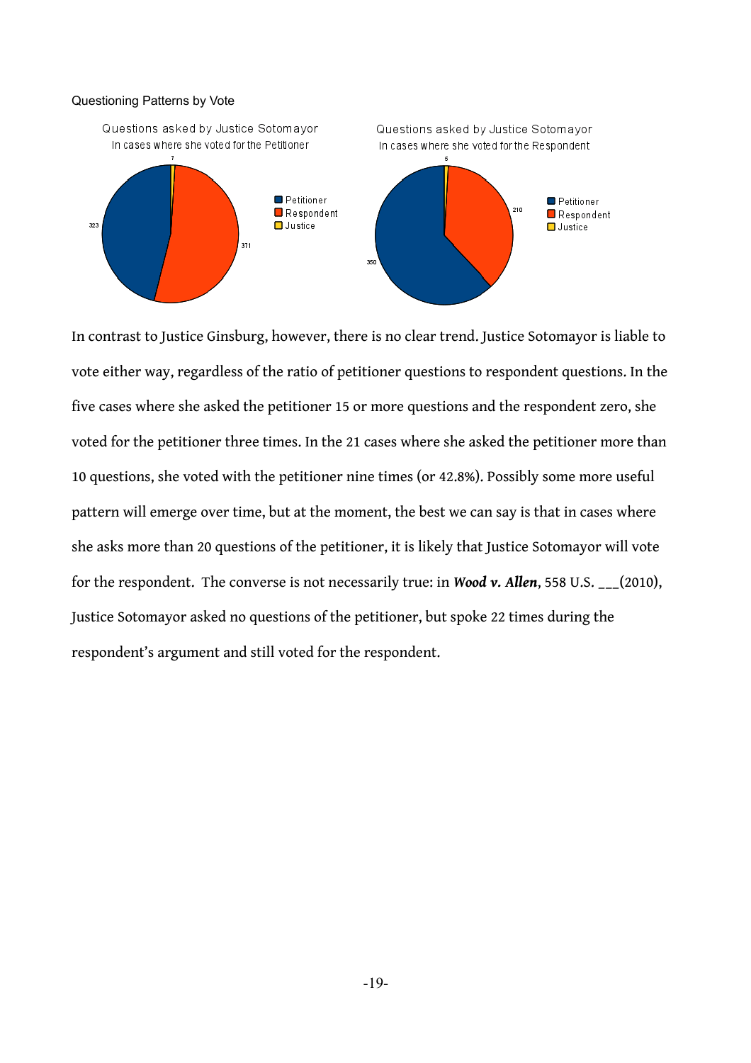Questioning Patterns by Vote

Questions asked by Justice Sotomayor
In cases where she voted for the Petitioner

7

323

371

Petitioner
Respondent
Justice

Questions asked by Justice Sotomayor
In cases where she voted for the Respondent

5

210

350

Petitioner
Respondent
Justice

In contrast to Justice Ginsburg, however, there is no clear trend. Justice Sotomayor is liable to vote either way, regardless of the ratio of petitioner questions to respondent questions. In the five cases where she asked the petitioner 15 or more questions and the respondent zero, she voted for the petitioner three times. In the 21 cases where she asked the petitioner more than 10 questions, she voted with the petitioner nine times (or 42.8%). Possibly some more useful pattern will emerge over time, but at the moment, the best we can say is that in cases where she asks more than 20 questions of the petitioner, it is likely that Justice Sotomayor will vote for the respondent. The converse is not necessarily true: in ***Wood v. Allen***, 558 U.S. ___(2010), Justice Sotomayor asked no questions of the petitioner, but spoke 22 times during the respondent's argument and still voted for the respondent.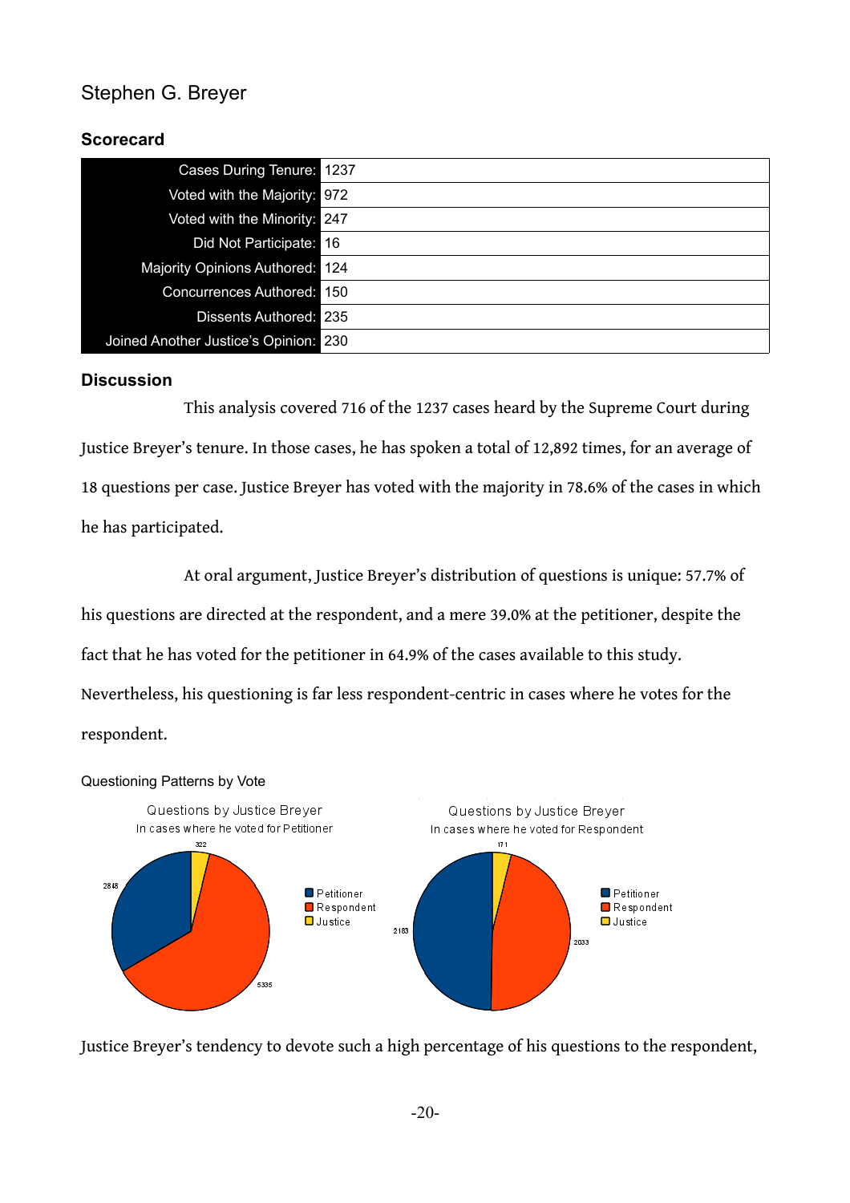# Stephen G. Breyer

## Scorecard

| | |
|---|---|
| Cases During Tenure: | 1237 |
| Voted with the Majority: | 972 |
| Voted with the Minority: | 247 |
| Did Not Participate: | 16 |
| Majority Opinions Authored: | 124 |
| Concurrences Authored: | 150 |
| Dissents Authored: | 235 |
| Joined Another Justice's Opinion: | 230 |

## Discussion

This analysis covered 716 of the 1237 cases heard by the Supreme Court during Justice Breyer's tenure. In those cases, he has spoken a total of 12,892 times, for an average of 18 questions per case. Justice Breyer has voted with the majority in 78.6% of the cases in which he has participated.

At oral argument, Justice Breyer's distribution of questions is unique: 57.7% of his questions are directed at the respondent, and a mere 39.0% at the petitioner, despite the fact that he has voted for the petitioner in 64.9% of the cases available to this study. Nevertheless, his questioning is far less respondent-centric in cases where he votes for the respondent.

Questioning Patterns by Vote

Questions by Justice Breyer — In cases where he voted for Petitioner: Petitioner 2848, Respondent 5335, Justice 322

Questions by Justice Breyer — In cases where he voted for Respondent: Petitioner 2183, Respondent 2033, Justice 171

Justice Breyer's tendency to devote such a high percentage of his questions to the respondent,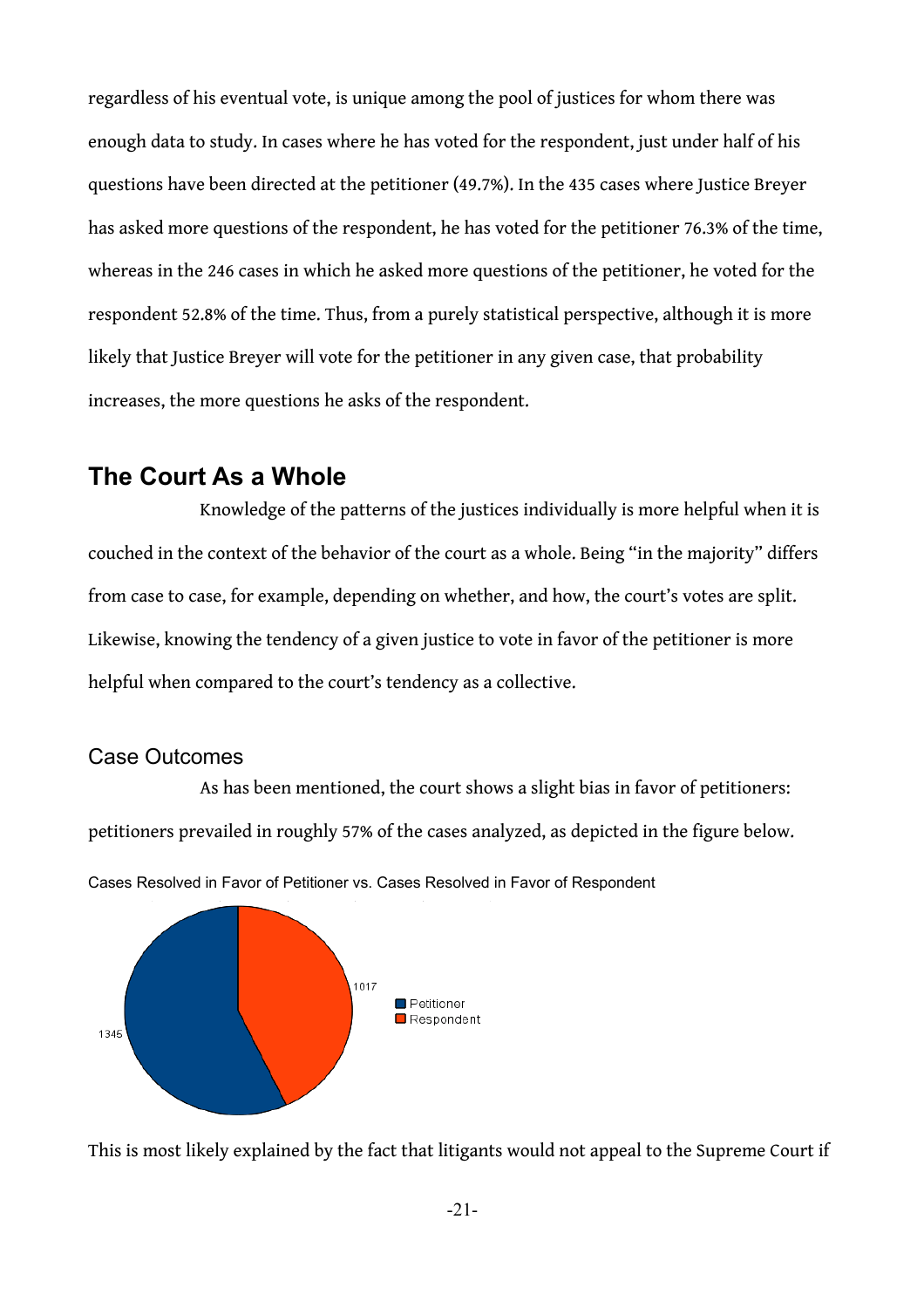regardless of his eventual vote, is unique among the pool of justices for whom there was enough data to study. In cases where he has voted for the respondent, just under half of his questions have been directed at the petitioner (49.7%). In the 435 cases where Justice Breyer has asked more questions of the respondent, he has voted for the petitioner 76.3% of the time, whereas in the 246 cases in which he asked more questions of the petitioner, he voted for the respondent 52.8% of the time. Thus, from a purely statistical perspective, although it is more likely that Justice Breyer will vote for the petitioner in any given case, that probability increases, the more questions he asks of the respondent.

## The Court As a Whole

Knowledge of the patterns of the justices individually is more helpful when it is couched in the context of the behavior of the court as a whole. Being "in the majority" differs from case to case, for example, depending on whether, and how, the court's votes are split. Likewise, knowing the tendency of a given justice to vote in favor of the petitioner is more helpful when compared to the court's tendency as a collective.

### Case Outcomes

As has been mentioned, the court shows a slight bias in favor of petitioners: petitioners prevailed in roughly 57% of the cases analyzed, as depicted in the figure below.

Cases Resolved in Favor of Petitioner vs. Cases Resolved in Favor of Respondent

| | Cases |
|---|---|
| Petitioner | 1345 |
| Respondent | 1017 |

This is most likely explained by the fact that litigants would not appeal to the Supreme Court if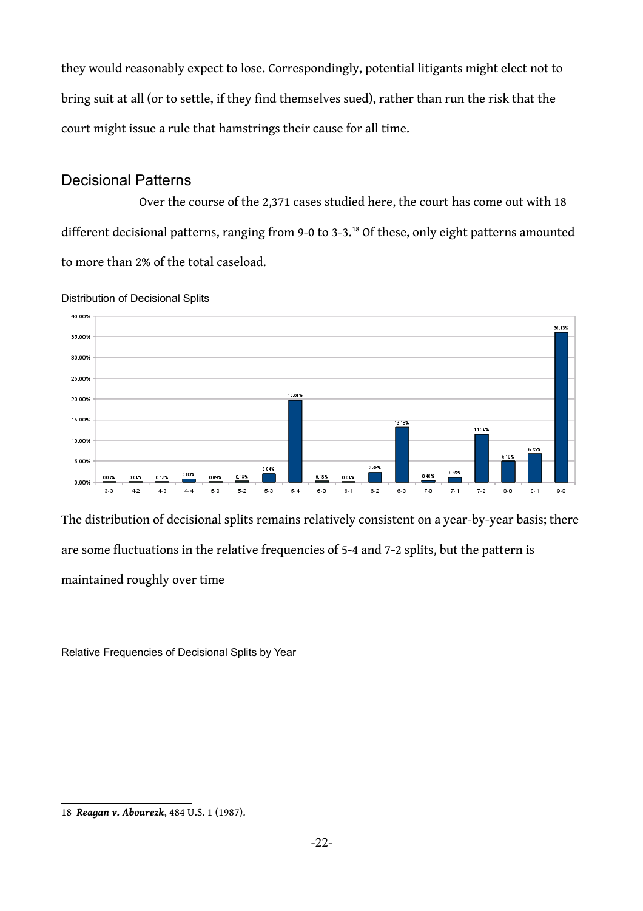they would reasonably expect to lose. Correspondingly, potential litigants might elect not to bring suit at all (or to settle, if they find themselves sued), rather than run the risk that the court might issue a rule that hamstrings their cause for all time.

## Decisional Patterns

Over the course of the 2,371 cases studied here, the court has come out with 18 different decisional patterns, ranging from 9-0 to 3-3.[18] Of these, only eight patterns amounted to more than 2% of the total caseload.

Distribution of Decisional Splits

| Split | 3-3 | 4-2 | 4-3 | 4-4 | 5-0 | 5-2 | 5-3 | 5-4 | 6-0 | 6-1 | 6-2 | 6-3 | 7-0 | 7-1 | 7-2 | 8-0 | 8-1 | 9-0 |
|---|---|---|---|---|---|---|---|---|---|---|---|---|---|---|---|---|---|---|
| Percentage | 0.04% | 0.04% | 0.13% | 0.80% | 0.09% | 0.18% | 2.04% | 19.64% | 0.18% | 0.04% | 2.35% | 13.18% | 0.40% | 1.15% | 11.51% | 5.10% | 6.75% | 36.13% |

The distribution of decisional splits remains relatively consistent on a year-by-year basis; there are some fluctuations in the relative frequencies of 5-4 and 7-2 splits, but the pattern is maintained roughly over time

Relative Frequencies of Decisional Splits by Year

---

18 ***Reagan v. Abourezk***, 484 U.S. 1 (1987).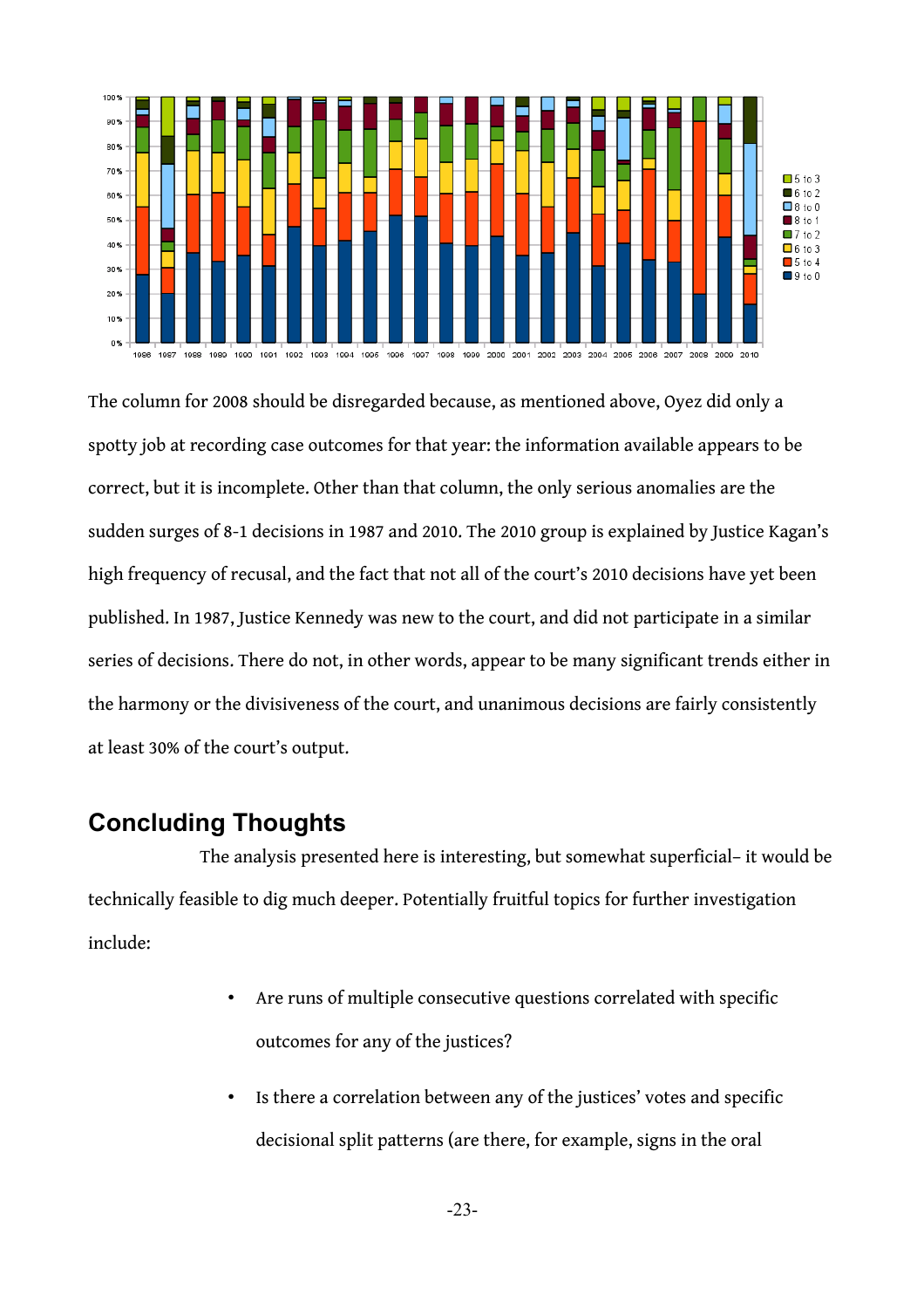The column for 2008 should be disregarded because, as mentioned above, Oyez did only a spotty job at recording case outcomes for that year: the information available appears to be correct, but it is incomplete. Other than that column, the only serious anomalies are the sudden surges of 8-1 decisions in 1987 and 2010. The 2010 group is explained by Justice Kagan's high frequency of recusal, and the fact that not all of the court's 2010 decisions have yet been published. In 1987, Justice Kennedy was new to the court, and did not participate in a similar series of decisions. There do not, in other words, appear to be many significant trends either in the harmony or the divisiveness of the court, and unanimous decisions are fairly consistently at least 30% of the court's output.

## Concluding Thoughts

The analysis presented here is interesting, but somewhat superficial– it would be technically feasible to dig much deeper. Potentially fruitful topics for further investigation include:

- Are runs of multiple consecutive questions correlated with specific outcomes for any of the justices?
- Is there a correlation between any of the justices' votes and specific decisional split patterns (are there, for example, signs in the oral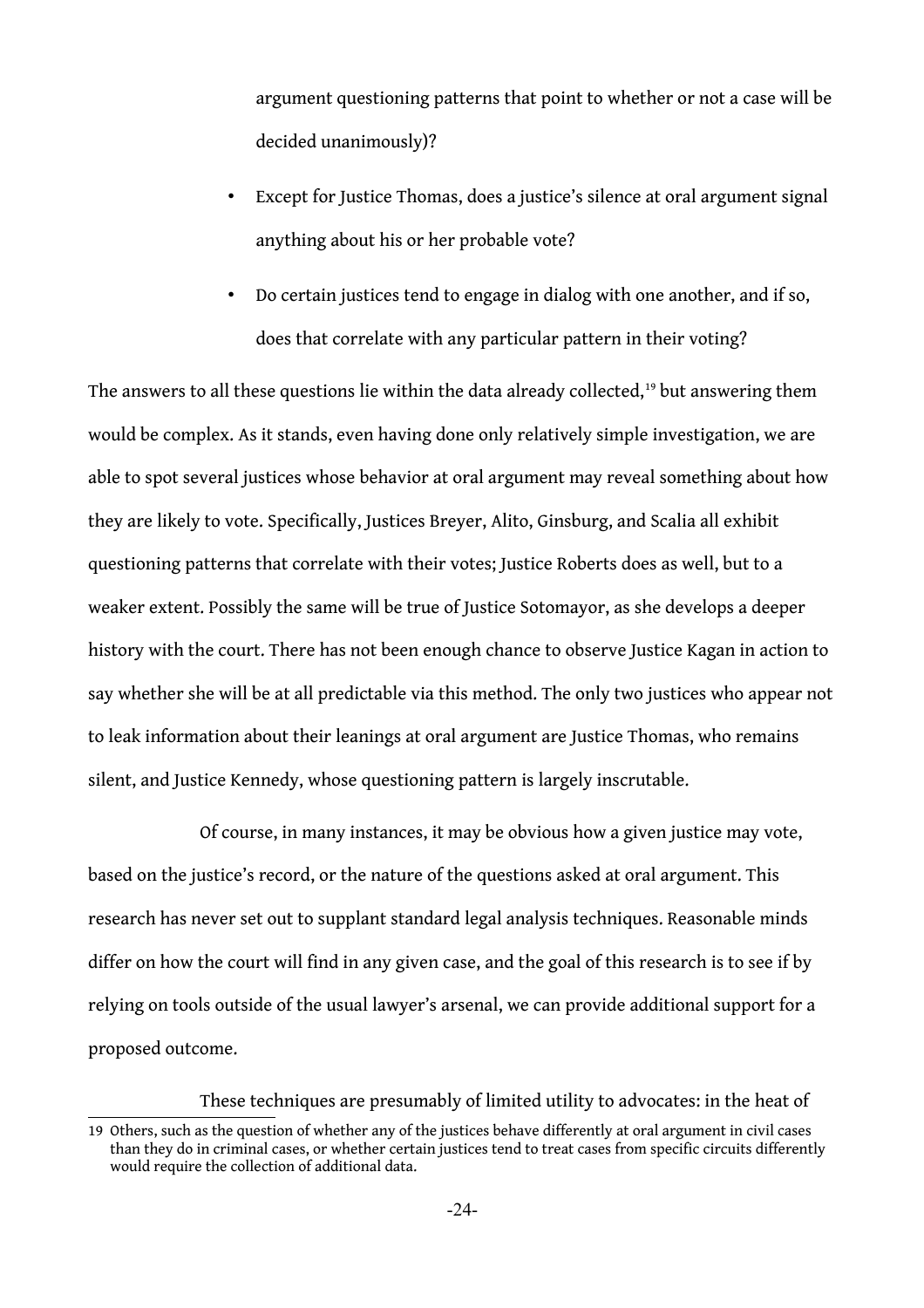argument questioning patterns that point to whether or not a case will be decided unanimously)?

- Except for Justice Thomas, does a justice's silence at oral argument signal anything about his or her probable vote?
- Do certain justices tend to engage in dialog with one another, and if so, does that correlate with any particular pattern in their voting?

The answers to all these questions lie within the data already collected,[19] but answering them would be complex. As it stands, even having done only relatively simple investigation, we are able to spot several justices whose behavior at oral argument may reveal something about how they are likely to vote. Specifically, Justices Breyer, Alito, Ginsburg, and Scalia all exhibit questioning patterns that correlate with their votes; Justice Roberts does as well, but to a weaker extent. Possibly the same will be true of Justice Sotomayor, as she develops a deeper history with the court. There has not been enough chance to observe Justice Kagan in action to say whether she will be at all predictable via this method. The only two justices who appear not to leak information about their leanings at oral argument are Justice Thomas, who remains silent, and Justice Kennedy, whose questioning pattern is largely inscrutable.

Of course, in many instances, it may be obvious how a given justice may vote, based on the justice's record, or the nature of the questions asked at oral argument. This research has never set out to supplant standard legal analysis techniques. Reasonable minds differ on how the court will find in any given case, and the goal of this research is to see if by relying on tools outside of the usual lawyer's arsenal, we can provide additional support for a proposed outcome.

These techniques are presumably of limited utility to advocates: in the heat of

[19] Others, such as the question of whether any of the justices behave differently at oral argument in civil cases than they do in criminal cases, or whether certain justices tend to treat cases from specific circuits differently would require the collection of additional data.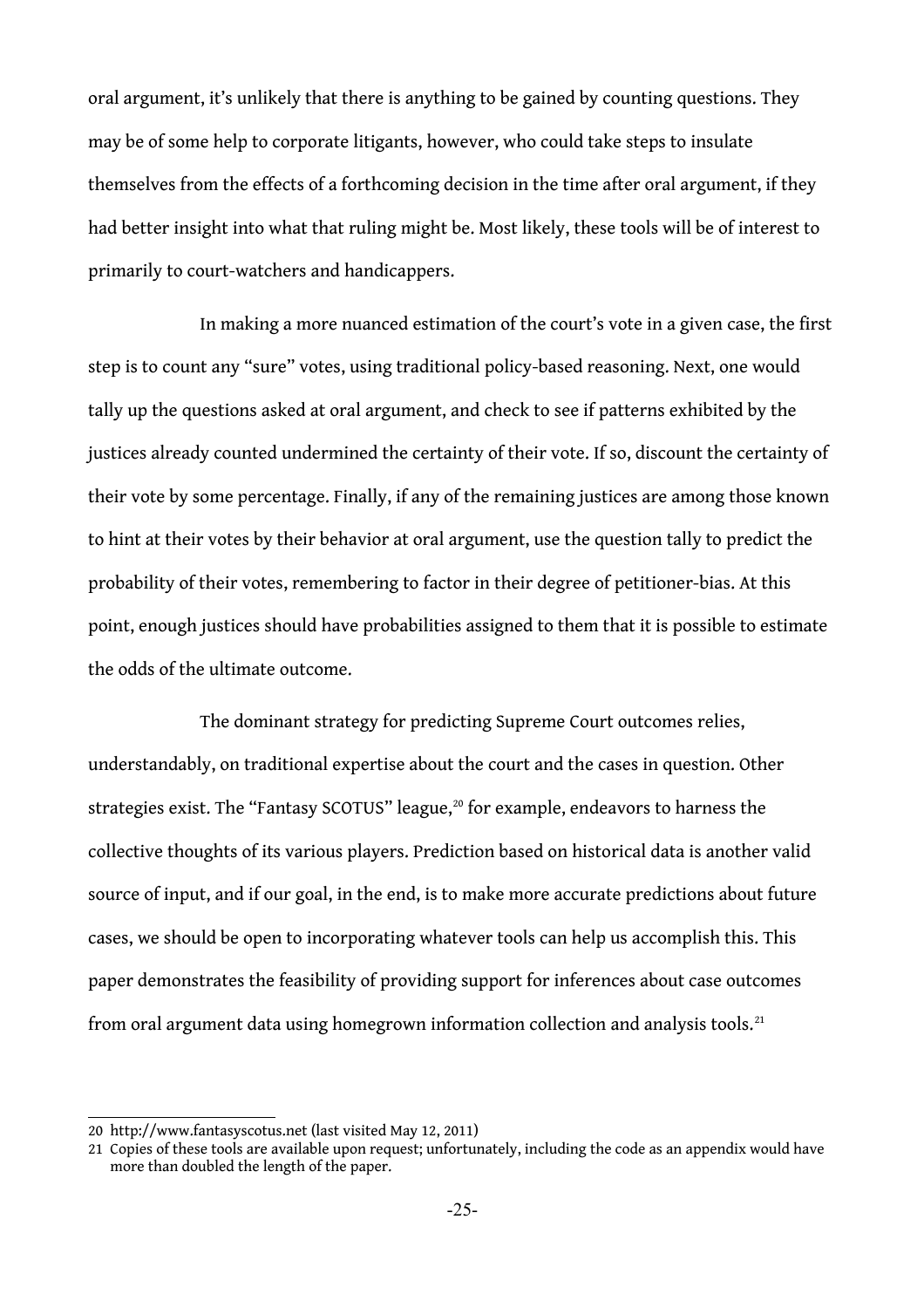oral argument, it's unlikely that there is anything to be gained by counting questions. They may be of some help to corporate litigants, however, who could take steps to insulate themselves from the effects of a forthcoming decision in the time after oral argument, if they had better insight into what that ruling might be. Most likely, these tools will be of interest to primarily to court-watchers and handicappers.

In making a more nuanced estimation of the court's vote in a given case, the first step is to count any "sure" votes, using traditional policy-based reasoning. Next, one would tally up the questions asked at oral argument, and check to see if patterns exhibited by the justices already counted undermined the certainty of their vote. If so, discount the certainty of their vote by some percentage. Finally, if any of the remaining justices are among those known to hint at their votes by their behavior at oral argument, use the question tally to predict the probability of their votes, remembering to factor in their degree of petitioner-bias. At this point, enough justices should have probabilities assigned to them that it is possible to estimate the odds of the ultimate outcome.

The dominant strategy for predicting Supreme Court outcomes relies, understandably, on traditional expertise about the court and the cases in question. Other strategies exist. The "Fantasy SCOTUS" league,[20] for example, endeavors to harness the collective thoughts of its various players. Prediction based on historical data is another valid source of input, and if our goal, in the end, is to make more accurate predictions about future cases, we should be open to incorporating whatever tools can help us accomplish this. This paper demonstrates the feasibility of providing support for inferences about case outcomes from oral argument data using homegrown information collection and analysis tools.[21]

---

20 http://www.fantasyscotus.net (last visited May 12, 2011)

21 Copies of these tools are available upon request; unfortunately, including the code as an appendix would have more than doubled the length of the paper.